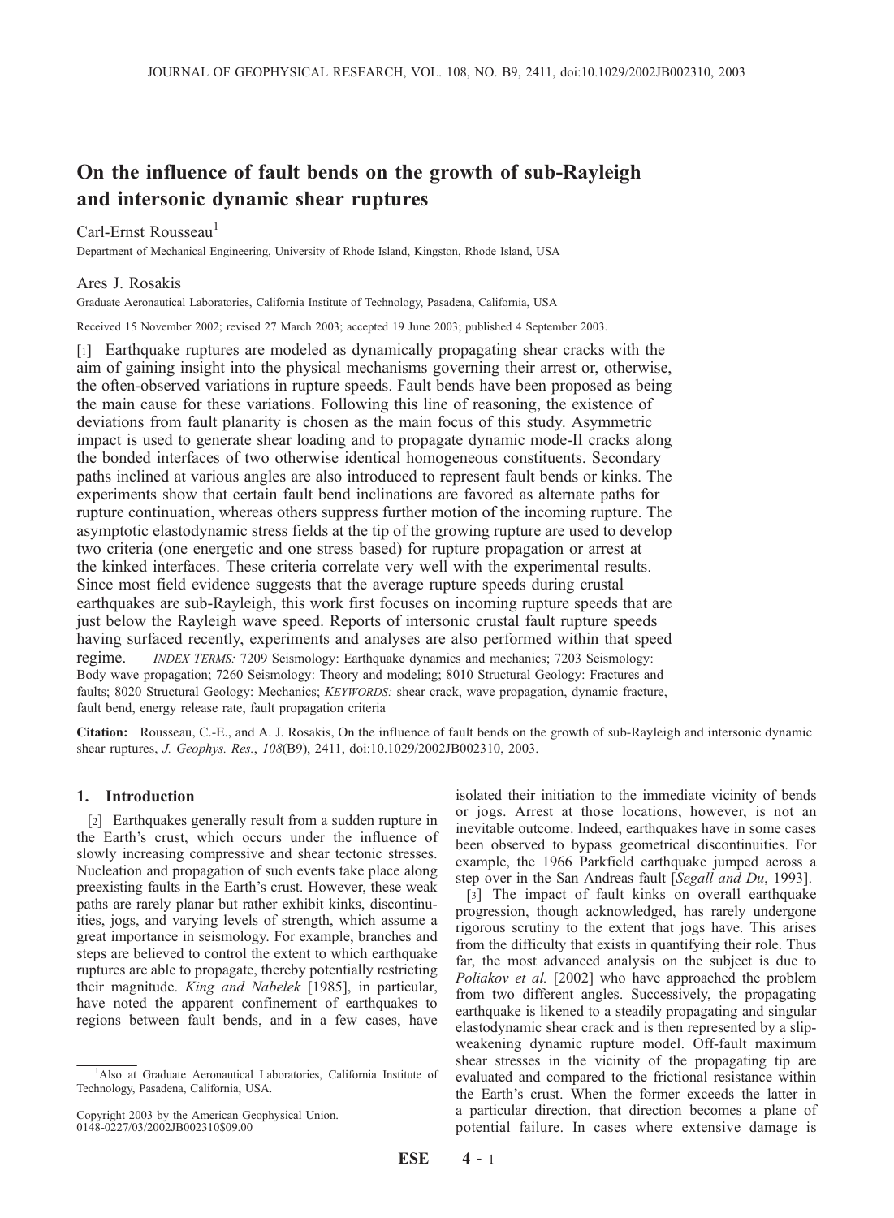# On the influence of fault bends on the growth of sub-Rayleigh and intersonic dynamic shear ruptures

Carl-Ernst Rousseau[1]

Department of Mechanical Engineering, University of Rhode Island, Kingston, Rhode Island, USA

Ares J. Rosakis

Graduate Aeronautical Laboratories, California Institute of Technology, Pasadena, California, USA

Received 15 November 2002; revised 27 March 2003; accepted 19 June 2003; published 4 September 2003.

[1] Earthquake ruptures are modeled as dynamically propagating shear cracks with the aim of gaining insight into the physical mechanisms governing their arrest or, otherwise, the often-observed variations in rupture speeds. Fault bends have been proposed as being the main cause for these variations. Following this line of reasoning, the existence of deviations from fault planarity is chosen as the main focus of this study. Asymmetric impact is used to generate shear loading and to propagate dynamic mode-II cracks along the bonded interfaces of two otherwise identical homogeneous constituents. Secondary paths inclined at various angles are also introduced to represent fault bends or kinks. The experiments show that certain fault bend inclinations are favored as alternate paths for rupture continuation, whereas others suppress further motion of the incoming rupture. The asymptotic elastodynamic stress fields at the tip of the growing rupture are used to develop two criteria (one energetic and one stress based) for rupture propagation or arrest at the kinked interfaces. These criteria correlate very well with the experimental results. Since most field evidence suggests that the average rupture speeds during crustal earthquakes are sub-Rayleigh, this work first focuses on incoming rupture speeds that are just below the Rayleigh wave speed. Reports of intersonic crustal fault rupture speeds having surfaced recently, experiments and analyses are also performed within that speed regime. *INDEX TERMS:* 7209 Seismology: Earthquake dynamics and mechanics; 7203 Seismology: Body wave propagation; 7260 Seismology: Theory and modeling; 8010 Structural Geology: Fractures and faults; 8020 Structural Geology: Mechanics; *KEYWORDS:* shear crack, wave propagation, dynamic fracture, fault bend, energy release rate, fault propagation criteria

**Citation:** Rousseau, C.-E., and A. J. Rosakis, On the influence of fault bends on the growth of sub-Rayleigh and intersonic dynamic shear ruptures, *J. Geophys. Res.*, *108*(B9), 2411, doi:10.1029/2002JB002310, 2003.

## 1. Introduction

[2] Earthquakes generally result from a sudden rupture in the Earth's crust, which occurs under the influence of slowly increasing compressive and shear tectonic stresses. Nucleation and propagation of such events take place along preexisting faults in the Earth's crust. However, these weak paths are rarely planar but rather exhibit kinks, discontinuities, jogs, and varying levels of strength, which assume a great importance in seismology. For example, branches and steps are believed to control the extent to which earthquake ruptures are able to propagate, thereby potentially restricting their magnitude. *King and Nabelek* [1985], in particular, have noted the apparent confinement of earthquakes to regions between fault bends, and in a few cases, have isolated their initiation to the immediate vicinity of bends or jogs. Arrest at those locations, however, is not an inevitable outcome. Indeed, earthquakes have in some cases been observed to bypass geometrical discontinuities. For example, the 1966 Parkfield earthquake jumped across a step over in the San Andreas fault [*Segall and Du*, 1993].

[3] The impact of fault kinks on overall earthquake progression, though acknowledged, has rarely undergone rigorous scrutiny to the extent that jogs have. This arises from the difficulty that exists in quantifying their role. Thus far, the most advanced analysis on the subject is due to *Poliakov et al.* [2002] who have approached the problem from two different angles. Successively, the propagating earthquake is likened to a steadily propagating and singular elastodynamic shear crack and is then represented by a slip-weakening dynamic rupture model. Off-fault maximum shear stresses in the vicinity of the propagating tip are evaluated and compared to the frictional resistance within the Earth's crust. When the former exceeds the latter in a particular direction, that direction becomes a plane of potential failure. In cases where extensive damage is

[1]Also at Graduate Aeronautical Laboratories, California Institute of Technology, Pasadena, California, USA.

Copyright 2003 by the American Geophysical Union.
0148-0227/03/2002JB002310$09.00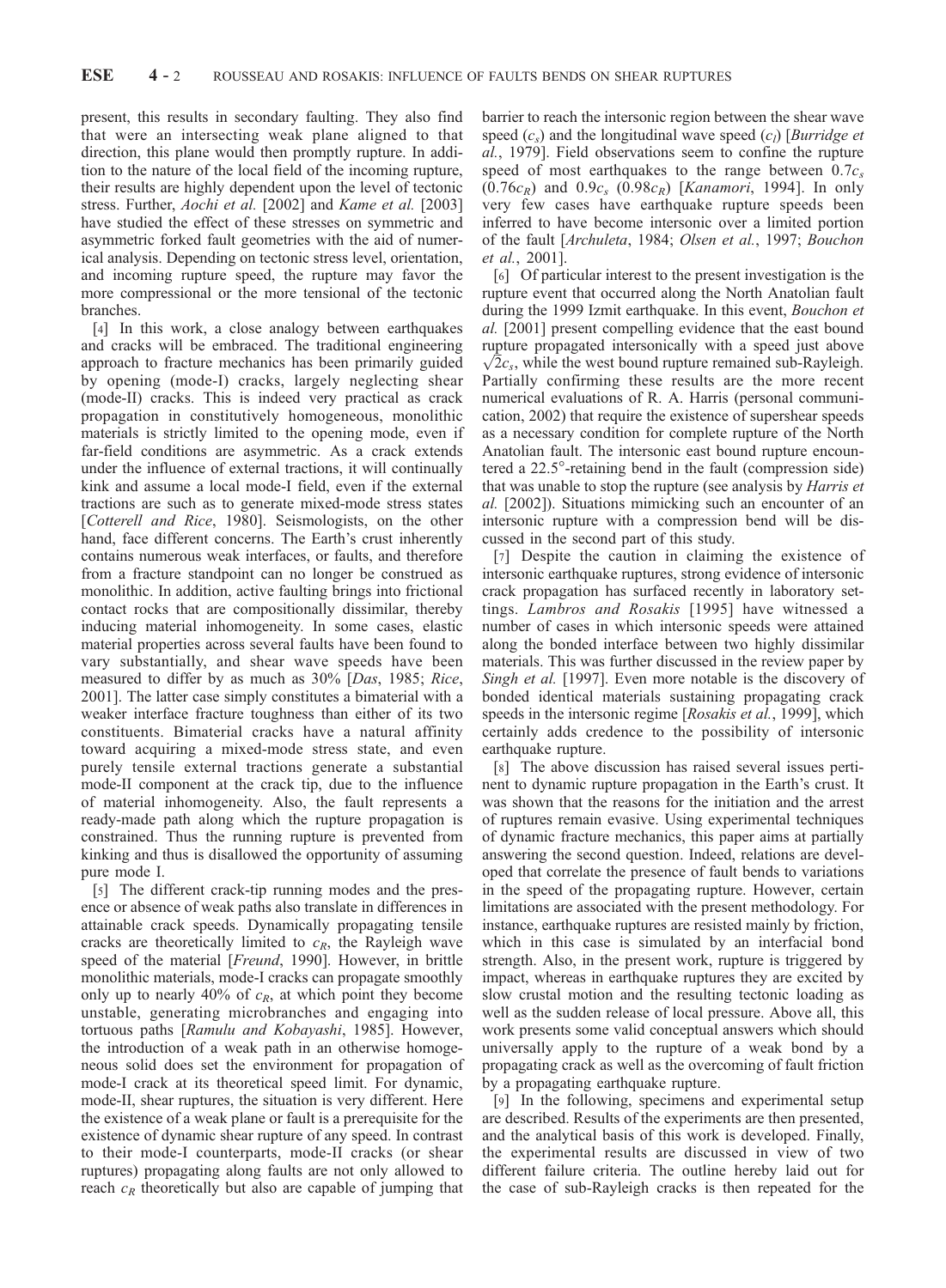present, this results in secondary faulting. They also find that were an intersecting weak plane aligned to that direction, this plane would then promptly rupture. In addition to the nature of the local field of the incoming rupture, their results are highly dependent upon the level of tectonic stress. Further, *Aochi et al.* [2002] and *Kame et al.* [2003] have studied the effect of these stresses on symmetric and asymmetric forked fault geometries with the aid of numerical analysis. Depending on tectonic stress level, orientation, and incoming rupture speed, the rupture may favor the more compressional or the more tensional of the tectonic branches.

[4] In this work, a close analogy between earthquakes and cracks will be embraced. The traditional engineering approach to fracture mechanics has been primarily guided by opening (mode-I) cracks, largely neglecting shear (mode-II) cracks. This is indeed very practical as crack propagation in constitutively homogeneous, monolithic materials is strictly limited to the opening mode, even if far-field conditions are asymmetric. As a crack extends under the influence of external tractions, it will continually kink and assume a local mode-I field, even if the external tractions are such as to generate mixed-mode stress states [*Cotterell and Rice*, 1980]. Seismologists, on the other hand, face different concerns. The Earth's crust inherently contains numerous weak interfaces, or faults, and therefore from a fracture standpoint can no longer be construed as monolithic. In addition, active faulting brings into frictional contact rocks that are compositionally dissimilar, thereby inducing material inhomogeneity. In some cases, elastic material properties across several faults have been found to vary substantially, and shear wave speeds have been measured to differ by as much as 30% [*Das*, 1985; *Rice*, 2001]. The latter case simply constitutes a bimaterial with a weaker interface fracture toughness than either of its two constituents. Bimaterial cracks have a natural affinity toward acquiring a mixed-mode stress state, and even purely tensile external tractions generate a substantial mode-II component at the crack tip, due to the influence of material inhomogeneity. Also, the fault represents a ready-made path along which the rupture propagation is constrained. Thus the running rupture is prevented from kinking and thus is disallowed the opportunity of assuming pure mode I.

[5] The different crack-tip running modes and the presence or absence of weak paths also translate in differences in attainable crack speeds. Dynamically propagating tensile cracks are theoretically limited to $c_R$, the Rayleigh wave speed of the material [*Freund*, 1990]. However, in brittle monolithic materials, mode-I cracks can propagate smoothly only up to nearly 40% of $c_R$, at which point they become unstable, generating microbranches and engaging into tortuous paths [*Ramulu and Kobayashi*, 1985]. However, the introduction of a weak path in an otherwise homogeneous solid does set the environment for propagation of mode-I crack at its theoretical speed limit. For dynamic, mode-II, shear ruptures, the situation is very different. Here the existence of a weak plane or fault is a prerequisite for the existence of dynamic shear rupture of any speed. In contrast to their mode-I counterparts, mode-II cracks (or shear ruptures) propagating along faults are not only allowed to reach $c_R$ theoretically but also are capable of jumping that barrier to reach the intersonic region between the shear wave speed ($c_s$) and the longitudinal wave speed ($c_l$) [*Burridge et al.*, 1979]. Field observations seem to confine the rupture speed of most earthquakes to the range between $0.7c_s$ ($0.76c_R$) and $0.9c_s$ ($0.98c_R$) [*Kanamori*, 1994]. In only very few cases have earthquake rupture speeds been inferred to have become intersonic over a limited portion of the fault [*Archuleta*, 1984; *Olsen et al.*, 1997; *Bouchon et al.*, 2001].

[6] Of particular interest to the present investigation is the rupture event that occurred along the North Anatolian fault during the 1999 Izmit earthquake. In this event, *Bouchon et al.* [2001] present compelling evidence that the east bound rupture propagated intersonically with a speed just above $\sqrt{2}c_s$, while the west bound rupture remained sub-Rayleigh. Partially confirming these results are the more recent numerical evaluations of R. A. Harris (personal communication, 2002) that require the existence of supershear speeds as a necessary condition for complete rupture of the North Anatolian fault. The intersonic east bound rupture encountered a 22.5°-retaining bend in the fault (compression side) that was unable to stop the rupture (see analysis by *Harris et al.* [2002]). Situations mimicking such an encounter of an intersonic rupture with a compression bend will be discussed in the second part of this study.

[7] Despite the caution in claiming the existence of intersonic earthquake ruptures, strong evidence of intersonic crack propagation has surfaced recently in laboratory settings. *Lambros and Rosakis* [1995] have witnessed a number of cases in which intersonic speeds were attained along the bonded interface between two highly dissimilar materials. This was further discussed in the review paper by *Singh et al.* [1997]. Even more notable is the discovery of bonded identical materials sustaining propagating crack speeds in the intersonic regime [*Rosakis et al.*, 1999], which certainly adds credence to the possibility of intersonic earthquake rupture.

[8] The above discussion has raised several issues pertinent to dynamic rupture propagation in the Earth's crust. It was shown that the reasons for the initiation and the arrest of ruptures remain evasive. Using experimental techniques of dynamic fracture mechanics, this paper aims at partially answering the second question. Indeed, relations are developed that correlate the presence of fault bends to variations in the speed of the propagating rupture. However, certain limitations are associated with the present methodology. For instance, earthquake ruptures are resisted mainly by friction, which in this case is simulated by an interfacial bond strength. Also, in the present work, rupture is triggered by impact, whereas in earthquake ruptures they are excited by slow crustal motion and the resulting tectonic loading as well as the sudden release of local pressure. Above all, this work presents some valid conceptual answers which should universally apply to the rupture of a weak bond by a propagating crack as well as the overcoming of fault friction by a propagating earthquake rupture.

[9] In the following, specimens and experimental setup are described. Results of the experiments are then presented, and the analytical basis of this work is developed. Finally, the experimental results are discussed in view of two different failure criteria. The outline hereby laid out for the case of sub-Rayleigh cracks is then repeated for the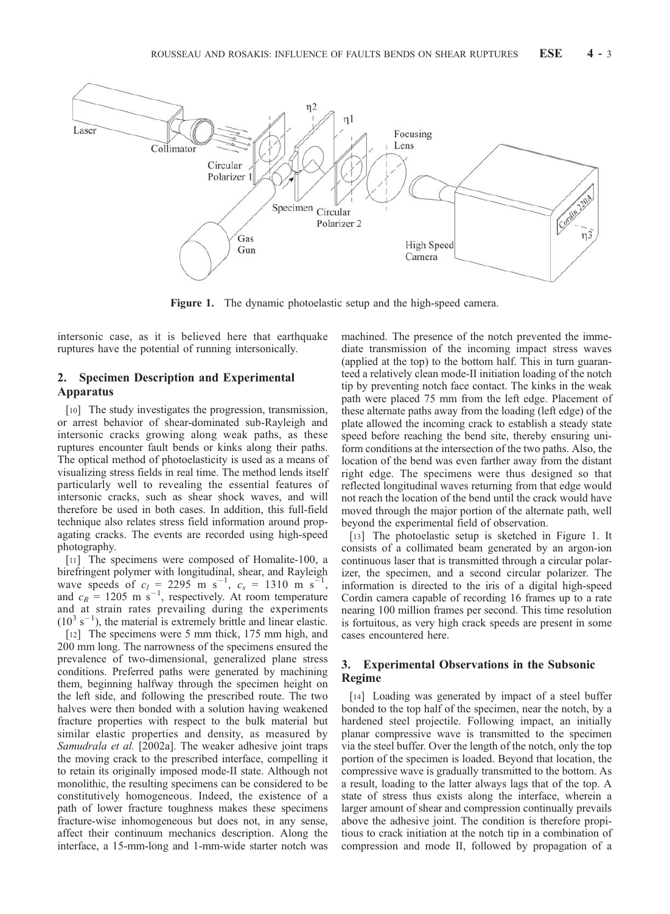Figure 1. The dynamic photoelastic setup and the high-speed camera.

intersonic case, as it is believed here that earthquake ruptures have the potential of running intersonically.

## 2. Specimen Description and Experimental Apparatus

[10] The study investigates the progression, transmission, or arrest behavior of shear-dominated sub-Rayleigh and intersonic cracks growing along weak paths, as these ruptures encounter fault bends or kinks along their paths. The optical method of photoelasticity is used as a means of visualizing stress fields in real time. The method lends itself particularly well to revealing the essential features of intersonic cracks, such as shear shock waves, and will therefore be used in both cases. In addition, this full-field technique also relates stress field information around propagating cracks. The events are recorded using high-speed photography.

[11] The specimens were composed of Homalite-100, a birefringent polymer with longitudinal, shear, and Rayleigh wave speeds of $c_l$ = 2295 m s$^{-1}$, $c_s$ = 1310 m s$^{-1}$, and $c_R$ = 1205 m s$^{-1}$, respectively. At room temperature and at strain rates prevailing during the experiments ($10^3$ s$^{-1}$), the material is extremely brittle and linear elastic.

[12] The specimens were 5 mm thick, 175 mm high, and 200 mm long. The narrowness of the specimens ensured the prevalence of two-dimensional, generalized plane stress conditions. Preferred paths were generated by machining them, beginning halfway through the specimen height on the left side, and following the prescribed route. The two halves were then bonded with a solution having weakened fracture properties with respect to the bulk material but similar elastic properties and density, as measured by *Samudrala et al.* [2002a]. The weaker adhesive joint traps the moving crack to the prescribed interface, compelling it to retain its originally imposed mode-II state. Although not monolithic, the resulting specimens can be considered to be constitutively homogeneous. Indeed, the existence of a path of lower fracture toughness makes these specimens fracture-wise inhomogeneous but does not, in any sense, affect their continuum mechanics description. Along the interface, a 15-mm-long and 1-mm-wide starter notch was machined. The presence of the notch prevented the immediate transmission of the incoming impact stress waves (applied at the top) to the bottom half. This in turn guaranteed a relatively clean mode-II initiation loading of the notch tip by preventing notch face contact. The kinks in the weak path were placed 75 mm from the left edge. Placement of these alternate paths away from the loading (left edge) of the plate allowed the incoming crack to establish a steady state speed before reaching the bend site, thereby ensuring uniform conditions at the intersection of the two paths. Also, the location of the bend was even farther away from the distant right edge. The specimens were thus designed so that reflected longitudinal waves returning from that edge would not reach the location of the bend until the crack would have moved through the major portion of the alternate path, well beyond the experimental field of observation.

[13] The photoelastic setup is sketched in Figure 1. It consists of a collimated beam generated by an argon-ion continuous laser that is transmitted through a circular polarizer, the specimen, and a second circular polarizer. The information is directed to the iris of a digital high-speed Cordin camera capable of recording 16 frames up to a rate nearing 100 million frames per second. This time resolution is fortuitous, as very high crack speeds are present in some cases encountered here.

## 3. Experimental Observations in the Subsonic Regime

[14] Loading was generated by impact of a steel buffer bonded to the top half of the specimen, near the notch, by a hardened steel projectile. Following impact, an initially planar compressive wave is transmitted to the specimen via the steel buffer. Over the length of the notch, only the top portion of the specimen is loaded. Beyond that location, the compressive wave is gradually transmitted to the bottom. As a result, loading to the latter always lags that of the top. A state of stress thus exists along the interface, wherein a larger amount of shear and compression continually prevails above the adhesive joint. The condition is therefore propitious to crack initiation at the notch tip in a combination of compression and mode II, followed by propagation of a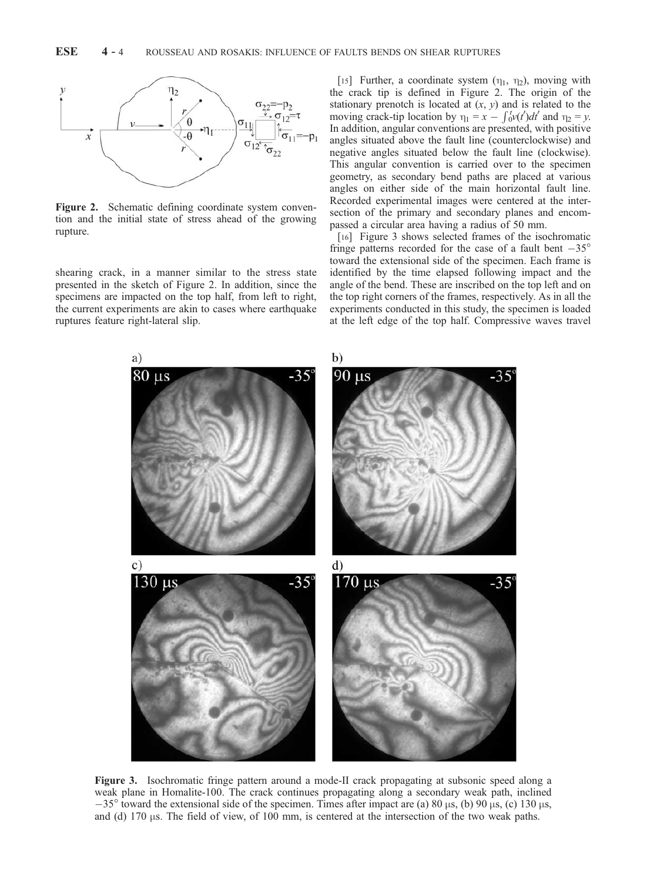Figure 2. Schematic defining coordinate system convention and the initial state of stress ahead of the growing rupture.

shearing crack, in a manner similar to the stress state presented in the sketch of Figure 2. In addition, since the specimens are impacted on the top half, from left to right, the current experiments are akin to cases where earthquake ruptures feature right-lateral slip.

[15] Further, a coordinate system ($\eta_1$, $\eta_2$), moving with the crack tip is defined in Figure 2. The origin of the stationary prenotch is located at ($x$, $y$) and is related to the moving crack-tip location by $\eta_1 = x - \int_0^t v(t')dt'$ and $\eta_2 = y$. In addition, angular conventions are presented, with positive angles situated above the fault line (counterclockwise) and negative angles situated below the fault line (clockwise). This angular convention is carried over to the specimen geometry, as secondary bend paths are placed at various angles on either side of the main horizontal fault line. Recorded experimental images were centered at the intersection of the primary and secondary planes and encompassed a circular area having a radius of 50 mm.

[16] Figure 3 shows selected frames of the isochromatic fringe patterns recorded for the case of a fault bent $-35°$ toward the extensional side of the specimen. Each frame is identified by the time elapsed following impact and the angle of the bend. These are inscribed on the top left and on the top right corners of the frames, respectively. As in all the experiments conducted in this study, the specimen is loaded at the left edge of the top half. Compressive waves travel

Figure 3. Isochromatic fringe pattern around a mode-II crack propagating at subsonic speed along a weak plane in Homalite-100. The crack continues propagating along a secondary weak path, inclined $-35°$ toward the extensional side of the specimen. Times after impact are (a) 80 μs, (b) 90 μs, (c) 130 μs, and (d) 170 μs. The field of view, of 100 mm, is centered at the intersection of the two weak paths.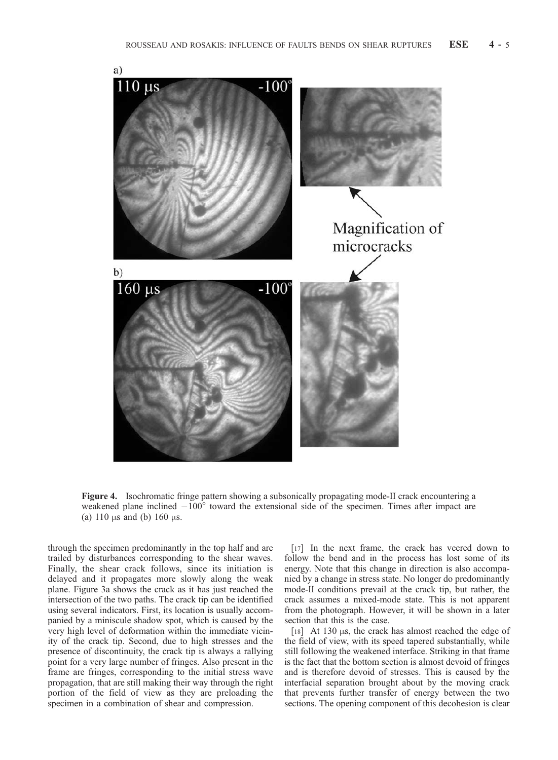**Figure 4.** Isochromatic fringe pattern showing a subsonically propagating mode-II crack encountering a weakened plane inclined $-100°$ toward the extensional side of the specimen. Times after impact are (a) 110 μs and (b) 160 μs.

through the specimen predominantly in the top half and are trailed by disturbances corresponding to the shear waves. Finally, the shear crack follows, since its initiation is delayed and it propagates more slowly along the weak plane. Figure 3a shows the crack as it has just reached the intersection of the two paths. The crack tip can be identified using several indicators. First, its location is usually accompanied by a miniscule shadow spot, which is caused by the very high level of deformation within the immediate vicinity of the crack tip. Second, due to high stresses and the presence of discontinuity, the crack tip is always a rallying point for a very large number of fringes. Also present in the frame are fringes, corresponding to the initial stress wave propagation, that are still making their way through the right portion of the field of view as they are preloading the specimen in a combination of shear and compression.

[17] In the next frame, the crack has veered down to follow the bend and in the process has lost some of its energy. Note that this change in direction is also accompanied by a change in stress state. No longer do predominantly mode-II conditions prevail at the crack tip, but rather, the crack assumes a mixed-mode state. This is not apparent from the photograph. However, it will be shown in a later section that this is the case.

[18] At 130 μs, the crack has almost reached the edge of the field of view, with its speed tapered substantially, while still following the weakened interface. Striking in that frame is the fact that the bottom section is almost devoid of fringes and is therefore devoid of stresses. This is caused by the interfacial separation brought about by the moving crack that prevents further transfer of energy between the two sections. The opening component of this decohesion is clear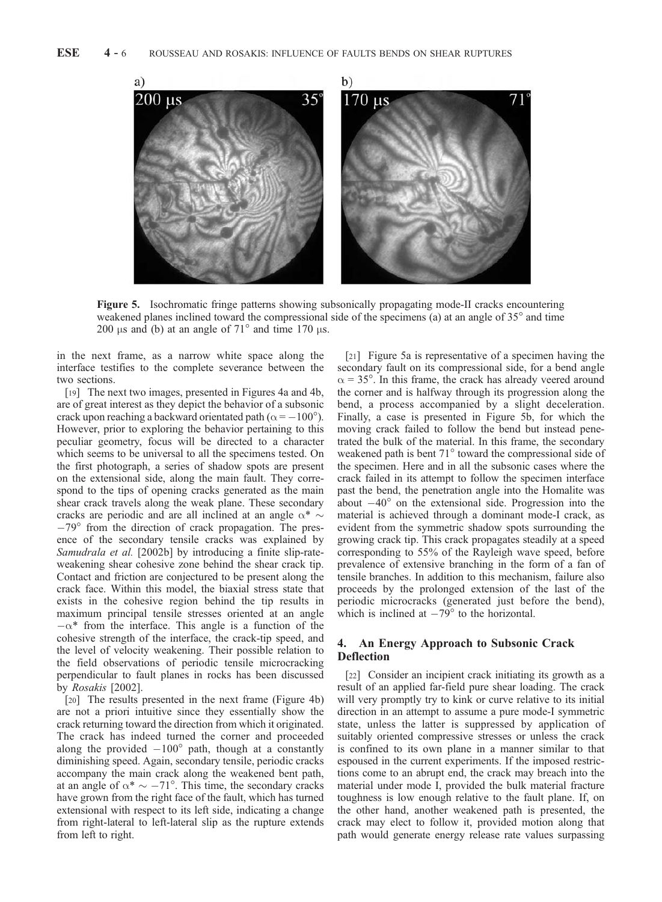Figure 5. Isochromatic fringe patterns showing subsonically propagating mode-II cracks encountering weakened planes inclined toward the compressional side of the specimens (a) at an angle of 35° and time 200 μs and (b) at an angle of 71° and time 170 μs.

in the next frame, as a narrow white space along the interface testifies to the complete severance between the two sections.

[19] The next two images, presented in Figures 4a and 4b, are of great interest as they depict the behavior of a subsonic crack upon reaching a backward orientated path ($\alpha = -100°$). However, prior to exploring the behavior pertaining to this peculiar geometry, focus will be directed to a character which seems to be universal to all the specimens tested. On the first photograph, a series of shadow spots are present on the extensional side, along the main fault. They correspond to the tips of opening cracks generated as the main shear crack travels along the weak plane. These secondary cracks are periodic and are all inclined at an angle $\alpha^* \sim -79°$ from the direction of crack propagation. The presence of the secondary tensile cracks was explained by *Samudrala et al.* [2002b] by introducing a finite slip-rate-weakening shear cohesive zone behind the shear crack tip. Contact and friction are conjectured to be present along the crack face. Within this model, the biaxial stress state that exists in the cohesive region behind the tip results in maximum principal tensile stresses oriented at an angle $-\alpha^*$ from the interface. This angle is a function of the cohesive strength of the interface, the crack-tip speed, and the level of velocity weakening. Their possible relation to the field observations of periodic tensile microcracking perpendicular to fault planes in rocks has been discussed by *Rosakis* [2002].

[20] The results presented in the next frame (Figure 4b) are not a priori intuitive since they essentially show the crack returning toward the direction from which it originated. The crack has indeed turned the corner and proceeded along the provided $-100°$ path, though at a constantly diminishing speed. Again, secondary tensile, periodic cracks accompany the main crack along the weakened bent path, at an angle of $\alpha^* \sim -71°$. This time, the secondary cracks have grown from the right face of the fault, which has turned extensional with respect to its left side, indicating a change from right-lateral to left-lateral slip as the rupture extends from left to right.

[21] Figure 5a is representative of a specimen having the secondary fault on its compressional side, for a bend angle $\alpha = 35°$. In this frame, the crack has already veered around the corner and is halfway through its progression along the bend, a process accompanied by a slight deceleration. Finally, a case is presented in Figure 5b, for which the moving crack failed to follow the bend but instead penetrated the bulk of the material. In this frame, the secondary weakened path is bent 71° toward the compressional side of the specimen. Here and in all the subsonic cases where the crack failed in its attempt to follow the specimen interface past the bend, the penetration angle into the Homalite was about $-40°$ on the extensional side. Progression into the material is achieved through a dominant mode-I crack, as evident from the symmetric shadow spots surrounding the growing crack tip. This crack propagates steadily at a speed corresponding to 55% of the Rayleigh wave speed, before prevalence of extensive branching in the form of a fan of tensile branches. In addition to this mechanism, failure also proceeds by the prolonged extension of the last of the periodic microcracks (generated just before the bend), which is inclined at $-79°$ to the horizontal.

## 4. An Energy Approach to Subsonic Crack Deflection

[22] Consider an incipient crack initiating its growth as a result of an applied far-field pure shear loading. The crack will very promptly try to kink or curve relative to its initial direction in an attempt to assume a pure mode-I symmetric state, unless the latter is suppressed by application of suitably oriented compressive stresses or unless the crack is confined to its own plane in a manner similar to that espoused in the current experiments. If the imposed restrictions come to an abrupt end, the crack may breach into the material under mode I, provided the bulk material fracture toughness is low enough relative to the fault plane. If, on the other hand, another weakened path is presented, the crack may elect to follow it, provided motion along that path would generate energy release rate values surpassing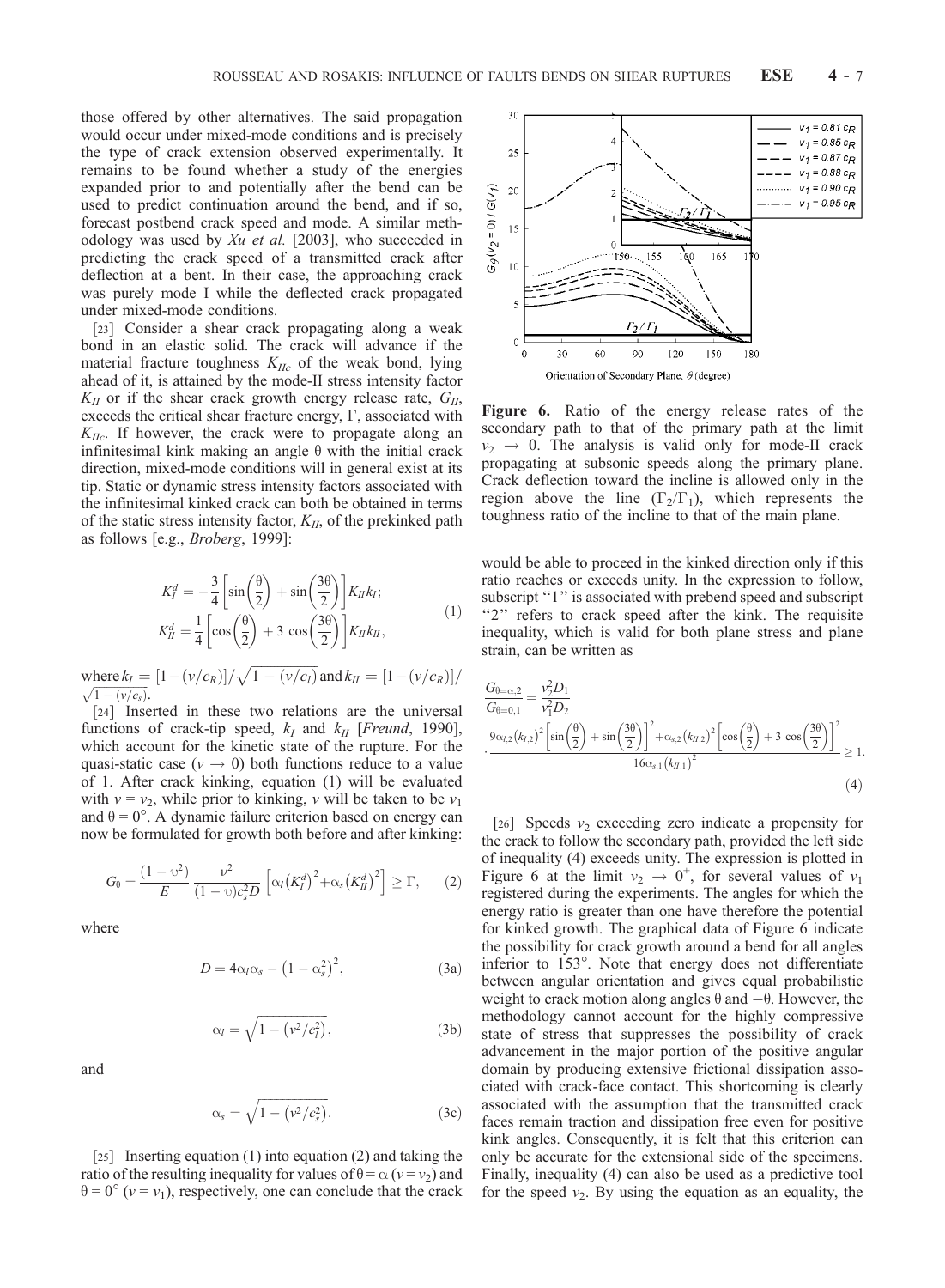those offered by other alternatives. The said propagation would occur under mixed-mode conditions and is precisely the type of crack extension observed experimentally. It remains to be found whether a study of the energies expanded prior to and potentially after the bend can be used to predict continuation around the bend, and if so, forecast postbend crack speed and mode. A similar methodology was used by *Xu et al.* [2003], who succeeded in predicting the crack speed of a transmitted crack after deflection at a bent. In their case, the approaching crack was purely mode I while the deflected crack propagated under mixed-mode conditions.

[23] Consider a shear crack propagating along a weak bond in an elastic solid. The crack will advance if the material fracture toughness $K_{IIc}$ of the weak bond, lying ahead of it, is attained by the mode-II stress intensity factor $K_{II}$ or if the shear crack growth energy release rate, $G_{II}$, exceeds the critical shear fracture energy, $\Gamma$, associated with $K_{IIc}$. If however, the crack were to propagate along an infinitesimal kink making an angle $\theta$ with the initial crack direction, mixed-mode conditions will in general exist at its tip. Static or dynamic stress intensity factors associated with the infinitesimal kinked crack can both be obtained in terms of the static stress intensity factor, $K_{II}$, of the prekinked path as follows [e.g., *Broberg*, 1999]:

$$K_I^d = -\frac{3}{4}\left[\sin\left(\frac{\theta}{2}\right) + \sin\left(\frac{3\theta}{2}\right)\right]K_{II}k_I; \qquad (1)$$
$$K_{II}^d = \frac{1}{4}\left[\cos\left(\frac{\theta}{2}\right) + 3\cos\left(\frac{3\theta}{2}\right)\right]K_{II}k_{II},$$

where $k_I = [1-(v/c_R)]/\sqrt{1-(v/c_l)}$ and $k_{II} = [1-(v/c_R)]/\sqrt{1-(v/c_s)}$.

[24] Inserted in these two relations are the universal functions of crack-tip speed, $k_I$ and $k_{II}$ [*Freund*, 1990], which account for the kinetic state of the rupture. For the quasi-static case ($v \rightarrow 0$) both functions reduce to a value of 1. After crack kinking, equation (1) will be evaluated with $v = v_2$, while prior to kinking, $v$ will be taken to be $v_1$ and $\theta = 0°$. A dynamic failure criterion based on energy can now be formulated for growth both before and after kinking:

$$G_\theta = \frac{(1-\upsilon^2)}{E}\frac{v^2}{(1-\upsilon)c_s^2 D}\left[\alpha_l\left(K_I^d\right)^2 + \alpha_s\left(K_{II}^d\right)^2\right] \geq \Gamma, \qquad (2)$$

where

$$D = 4\alpha_l\alpha_s - \left(1-\alpha_s^2\right)^2, \qquad (3a)$$

$$\alpha_l = \sqrt{1-\left(v^2/c_l^2\right)}, \qquad (3b)$$

and

$$\alpha_s = \sqrt{1-\left(v^2/c_s^2\right)}. \qquad (3c)$$

[25] Inserting equation (1) into equation (2) and taking the ratio of the resulting inequality for values of $\theta = \alpha$ ($v = v_2$) and $\theta = 0°$ ($v = v_1$), respectively, one can conclude that the crack would be able to proceed in the kinked direction only if this ratio reaches or exceeds unity. In the expression to follow, subscript "1" is associated with prebend speed and subscript "2" refers to crack speed after the kink. The requisite inequality, which is valid for both plane stress and plane strain, can be written as

$$\frac{G_{\theta=\alpha,2}}{G_{\theta=0,1}} = \frac{v_2^2 D_1}{v_1^2 D_2} \cdot \frac{9\alpha_{l,2}\left(k_{I,2}\right)^2\left[\sin\left(\frac{\theta}{2}\right)+\sin\left(\frac{3\theta}{2}\right)\right]^2 + \alpha_{s,2}\left(k_{II,2}\right)^2\left[\cos\left(\frac{\theta}{2}\right)+3\cos\left(\frac{3\theta}{2}\right)\right]^2}{16\alpha_{s,1}\left(k_{II,1}\right)^2} \geq 1. \qquad (4)$$

[26] Speeds $v_2$ exceeding zero indicate a propensity for the crack to follow the secondary path, provided the left side of inequality (4) exceeds unity. The expression is plotted in Figure 6 at the limit $v_2 \rightarrow 0^+$, for several values of $v_1$ registered during the experiments. The angles for which the energy ratio is greater than one have therefore the potential for kinked growth. The graphical data of Figure 6 indicate the possibility for crack growth around a bend for all angles inferior to 153°. Note that energy does not differentiate between angular orientation and gives equal probabilistic weight to crack motion along angles $\theta$ and $-\theta$. However, the methodology cannot account for the highly compressive state of stress that suppresses the possibility of crack advancement in the major portion of the positive angular domain by producing extensive frictional dissipation associated with crack-face contact. This shortcoming is clearly associated with the assumption that the transmitted crack faces remain traction and dissipation free even for positive kink angles. Consequently, it is felt that this criterion can only be accurate for the extensional side of the specimens. Finally, inequality (4) can also be used as a predictive tool for the speed $v_2$. By using the equation as an equality, the

**Figure 6.** Ratio of the energy release rates of the secondary path to that of the primary path at the limit $v_2 \rightarrow 0$. The analysis is valid only for mode-II crack propagating at subsonic speeds along the primary plane. Crack deflection toward the incline is allowed only in the region above the line ($\Gamma_2/\Gamma_1$), which represents the toughness ratio of the incline to that of the main plane.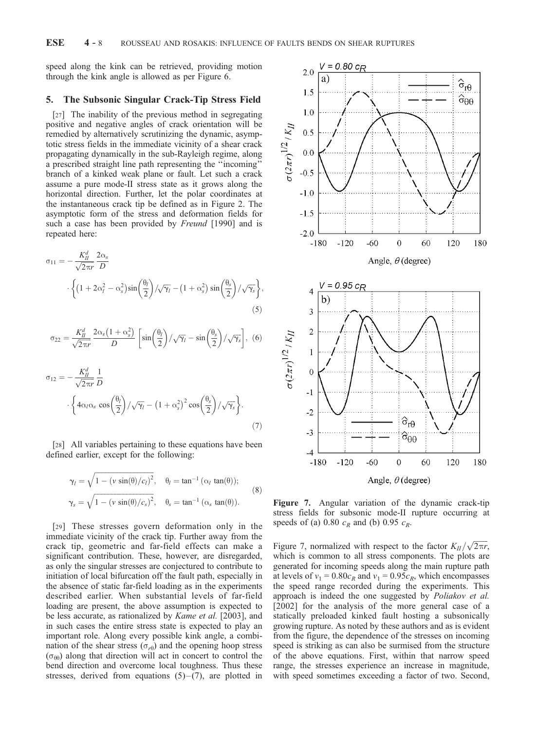speed along the kink can be retrieved, providing motion through the kink angle is allowed as per Figure 6.

## 5. The Subsonic Singular Crack-Tip Stress Field

[27] The inability of the previous method in segregating positive and negative angles of crack orientation will be remedied by alternatively scrutinizing the dynamic, asymptotic stress fields in the immediate vicinity of a shear crack propagating dynamically in the sub-Rayleigh regime, along a prescribed straight line path representing the "incoming" branch of a kinked weak plane or fault. Let such a crack assume a pure mode-II stress state as it grows along the horizontal direction. Further, let the polar coordinates at the instantaneous crack tip be defined as in Figure 2. The asymptotic form of the stress and deformation fields for such a case has been provided by *Freund* [1990] and is repeated here:

$$\sigma_{11} = -\frac{K_{II}^d}{\sqrt{2\pi r}}\frac{2\alpha_s}{D} \cdot \left\{\left(1+2\alpha_l^2-\alpha_s^2\right)\sin\left(\frac{\theta_l}{2}\right)/\sqrt{\gamma_l} - \left(1+\alpha_s^2\right)\sin\left(\frac{\theta_s}{2}\right)/\sqrt{\gamma_s}\right\}, \quad (5)$$

$$\sigma_{22} = \frac{K_{II}^d}{\sqrt{2\pi r}}\frac{2\alpha_s\left(1+\alpha_s^2\right)}{D}\left[\sin\left(\frac{\theta_l}{2}\right)/\sqrt{\gamma_l} - \sin\left(\frac{\theta_s}{2}\right)/\sqrt{\gamma_s}\right], \quad (6)$$

$$\sigma_{12} = -\frac{K_{II}^d}{\sqrt{2\pi r}}\frac{1}{D} \cdot \left\{4\alpha_l\alpha_s\cos\left(\frac{\theta_l}{2}\right)/\sqrt{\gamma_l} - \left(1+\alpha_s^2\right)^2\cos\left(\frac{\theta_s}{2}\right)/\sqrt{\gamma_s}\right\}. \quad (7)$$

[28] All variables pertaining to these equations have been defined earlier, except for the following:

$$\gamma_l = \sqrt{1-\left(v\sin(\theta)/c_l\right)^2}, \quad \theta_l = \tan^{-1}\left(\alpha_l\tan(\theta)\right);$$
$$\gamma_s = \sqrt{1-\left(v\sin(\theta)/c_s\right)^2}, \quad \theta_s = \tan^{-1}\left(\alpha_s\tan(\theta)\right). \quad (8)$$

[29] These stresses govern deformation only in the immediate vicinity of the crack tip. Further away from the crack tip, geometric and far-field effects can make a significant contribution. These, however, are disregarded, as only the singular stresses are conjectured to contribute to initiation of local bifurcation off the fault path, especially in the absence of static far-field loading as in the experiments described earlier. When substantial levels of far-field loading are present, the above assumption is expected to be less accurate, as rationalized by *Kame et al.* [2003], and in such cases the entire stress state is expected to play an important role. Along every possible kink angle, a combination of the shear stress ($\sigma_{r\theta}$) and the opening hoop stress ($\sigma_{\theta\theta}$) along that direction will act in concert to control the bend direction and overcome local toughness. Thus these stresses, derived from equations (5)–(7), are plotted in Figure 7, normalized with respect to the factor $K_{II}/\sqrt{2\pi r}$, which is common to all stress components. The plots are generated for incoming speeds along the main rupture path at levels of $v_1 = 0.80c_R$ and $v_1 = 0.95c_R$, which encompasses the speed range recorded during the experiments. This approach is indeed the one suggested by *Poliakov et al.* [2002] for the analysis of the more general case of a statically preloaded kinked fault hosting a subsonically growing rupture. As noted by these authors and as is evident from the figure, the dependence of the stresses on incoming speed is striking as can also be surmised from the structure of the above equations. First, within that narrow speed range, the stresses experience an increase in magnitude, with speed sometimes exceeding a factor of two. Second,

**Figure 7.** Angular variation of the dynamic crack-tip stress fields for subsonic mode-II rupture occurring at speeds of (a) 0.80 $c_R$ and (b) 0.95 $c_R$.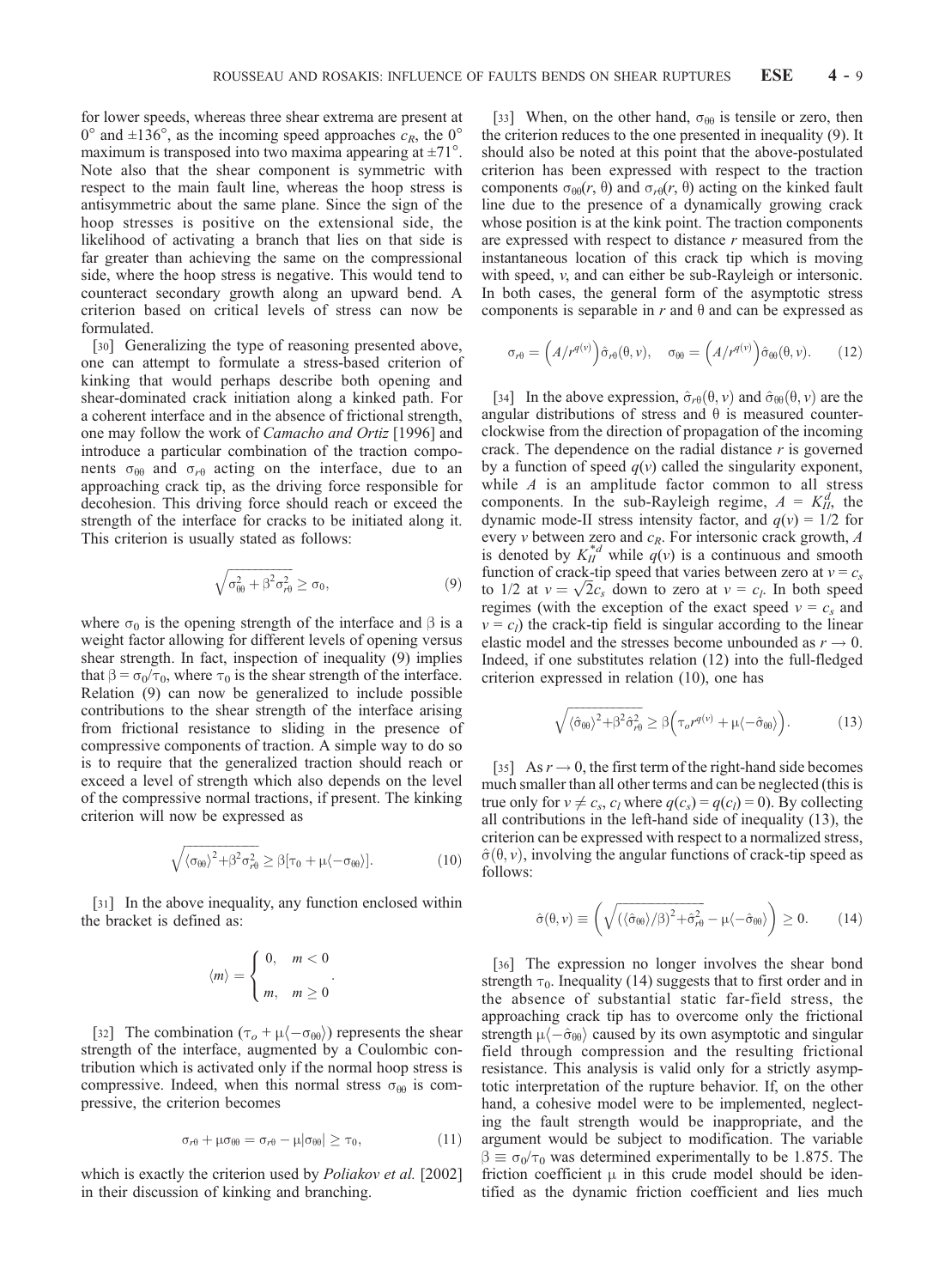for lower speeds, whereas three shear extrema are present at $0^\circ$ and $\pm 136^\circ$, as the incoming speed approaches $c_R$, the $0^\circ$ maximum is transposed into two maxima appearing at $\pm 71^\circ$. Note also that the shear component is symmetric with respect to the main fault line, whereas the hoop stress is antisymmetric about the same plane. Since the sign of the hoop stresses is positive on the extensional side, the likelihood of activating a branch that lies on that side is far greater than achieving the same on the compressional side, where the hoop stress is negative. This would tend to counteract secondary growth along an upward bend. A criterion based on critical levels of stress can now be formulated.

[30] Generalizing the type of reasoning presented above, one can attempt to formulate a stress-based criterion of kinking that would perhaps describe both opening and shear-dominated crack initiation along a kinked path. For a coherent interface and in the absence of frictional strength, one may follow the work of *Camacho and Ortiz* [1996] and introduce a particular combination of the traction components $\sigma_{\theta\theta}$ and $\sigma_{r\theta}$ acting on the interface, due to an approaching crack tip, as the driving force responsible for decohesion. This driving force should reach or exceed the strength of the interface for cracks to be initiated along it. This criterion is usually stated as follows:

$$\sqrt{\sigma_{\theta\theta}^2 + \beta^2 \sigma_{r\theta}^2} \geq \sigma_0, \tag{9}$$

where $\sigma_0$ is the opening strength of the interface and $\beta$ is a weight factor allowing for different levels of opening versus shear strength. In fact, inspection of inequality (9) implies that $\beta = \sigma_0/\tau_0$, where $\tau_0$ is the shear strength of the interface. Relation (9) can now be generalized to include possible contributions to the shear strength of the interface arising from frictional resistance to sliding in the presence of compressive components of traction. A simple way to do so is to require that the generalized traction should reach or exceed a level of strength which also depends on the level of the compressive normal tractions, if present. The kinking criterion will now be expressed as

$$\sqrt{\langle \sigma_{\theta\theta} \rangle^2 + \beta^2 \sigma_{r\theta}^2} \geq \beta[\tau_0 + \mu \langle -\sigma_{\theta\theta} \rangle]. \tag{10}$$

[31] In the above inequality, any function enclosed within the bracket is defined as:

$$\langle m \rangle = \begin{cases} 0, & m < 0 \\ m, & m \geq 0 \end{cases}.$$

[32] The combination $(\tau_o + \mu \langle -\sigma_{\theta\theta} \rangle)$ represents the shear strength of the interface, augmented by a Coulombic contribution which is activated only if the normal hoop stress is compressive. Indeed, when this normal stress $\sigma_{\theta\theta}$ is compressive, the criterion becomes

$$\sigma_{r\theta} + \mu \sigma_{\theta\theta} = \sigma_{r\theta} - \mu |\sigma_{\theta\theta}| \geq \tau_0, \tag{11}$$

which is exactly the criterion used by *Poliakov et al.* [2002] in their discussion of kinking and branching.

[33] When, on the other hand, $\sigma_{\theta\theta}$ is tensile or zero, then the criterion reduces to the one presented in inequality (9). It should also be noted at this point that the above-postulated criterion has been expressed with respect to the traction components $\sigma_{\theta\theta}(r, \theta)$ and $\sigma_{r\theta}(r, \theta)$ acting on the kinked fault line due to the presence of a dynamically growing crack whose position is at the kink point. The traction components are expressed with respect to distance $r$ measured from the instantaneous location of this crack tip which is moving with speed, $v$, and can either be sub-Rayleigh or intersonic. In both cases, the general form of the asymptotic stress components is separable in $r$ and $\theta$ and can be expressed as

$$\sigma_{r\theta} = \left(A/r^{q(v)}\right)\hat{\sigma}_{r\theta}(\theta, v), \quad \sigma_{\theta\theta} = \left(A/r^{q(v)}\right)\hat{\sigma}_{\theta\theta}(\theta, v). \tag{12}$$

[34] In the above expression, $\hat{\sigma}_{r\theta}(\theta, v)$ and $\hat{\sigma}_{\theta\theta}(\theta, v)$ are the angular distributions of stress and $\theta$ is measured counterclockwise from the direction of propagation of the incoming crack. The dependence on the radial distance $r$ is governed by a function of speed $q(v)$ called the singularity exponent, while $A$ is an amplitude factor common to all stress components. In the sub-Rayleigh regime, $A = K_{II}^d$, the dynamic mode-II stress intensity factor, and $q(v) = 1/2$ for every $v$ between zero and $c_R$. For intersonic crack growth, $A$ is denoted by $K_{II}^{*d}$ while $q(v)$ is a continuous and smooth function of crack-tip speed that varies between zero at $v = c_s$ to 1/2 at $v = \sqrt{2}c_s$ down to zero at $v = c_l$. In both speed regimes (with the exception of the exact speed $v = c_s$ and $v = c_l$) the crack-tip field is singular according to the linear elastic model and the stresses become unbounded as $r \to 0$. Indeed, if one substitutes relation (12) into the full-fledged criterion expressed in relation (10), one has

$$\sqrt{\langle \hat{\sigma}_{\theta\theta} \rangle^2 + \beta^2 \hat{\sigma}_{r\theta}^2} \geq \beta\left(\tau_o r^{q(v)} + \mu \langle -\hat{\sigma}_{\theta\theta} \rangle\right). \tag{13}$$

[35] As $r \to 0$, the first term of the right-hand side becomes much smaller than all other terms and can be neglected (this is true only for $v \neq c_s$, $c_l$ where $q(c_s) = q(c_l) = 0$). By collecting all contributions in the left-hand side of inequality (13), the criterion can be expressed with respect to a normalized stress, $\hat{\sigma}(\theta, v)$, involving the angular functions of crack-tip speed as follows:

$$\hat{\sigma}(\theta, v) \equiv \left(\sqrt{(\langle \hat{\sigma}_{\theta\theta} \rangle / \beta)^2 + \hat{\sigma}_{r\theta}^2} - \mu \langle -\hat{\sigma}_{\theta\theta} \rangle\right) \geq 0. \tag{14}$$

[36] The expression no longer involves the shear bond strength $\tau_0$. Inequality (14) suggests that to first order and in the absence of substantial static far-field stress, the approaching crack tip has to overcome only the frictional strength $\mu \langle -\hat{\sigma}_{\theta\theta} \rangle$ caused by its own asymptotic and singular field through compression and the resulting frictional resistance. This analysis is valid only for a strictly asymptotic interpretation of the rupture behavior. If, on the other hand, a cohesive model were to be implemented, neglecting the fault strength would be inappropriate, and the argument would be subject to modification. The variable $\beta \equiv \sigma_0/\tau_0$ was determined experimentally to be 1.875. The friction coefficient $\mu$ in this crude model should be identified as the dynamic friction coefficient and lies much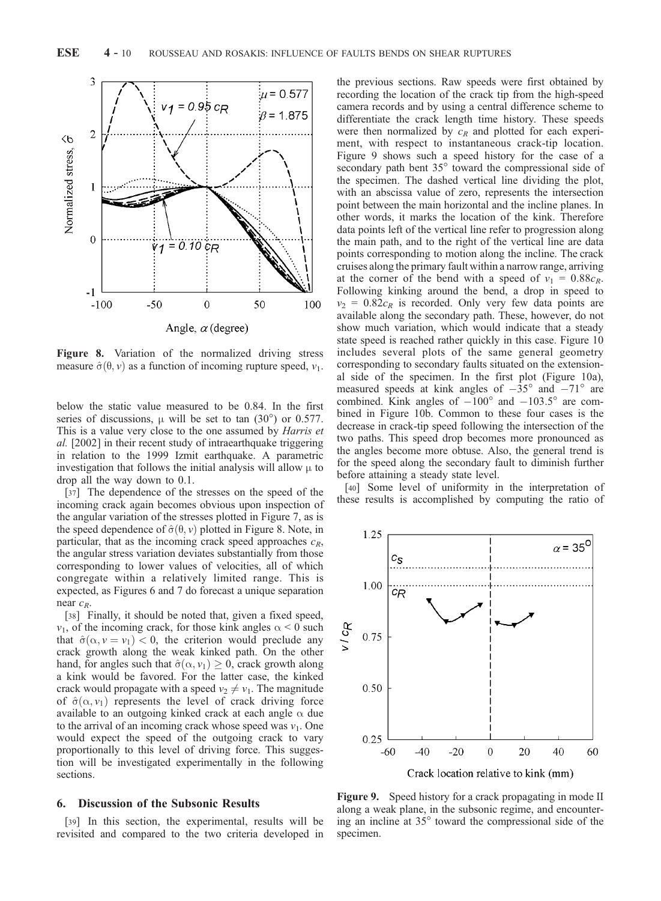**Figure 8.** Variation of the normalized driving stress measure $\hat{\sigma}(\theta, v)$ as a function of incoming rupture speed, $v_1$.

below the static value measured to be 0.84. In the first series of discussions, $\mu$ will be set to tan (30°) or 0.577. This is a value very close to the one assumed by *Harris et al.* [2002] in their recent study of intraearthquake triggering in relation to the 1999 Izmit earthquake. A parametric investigation that follows the initial analysis will allow $\mu$ to drop all the way down to 0.1.

[37] The dependence of the stresses on the speed of the incoming crack again becomes obvious upon inspection of the angular variation of the stresses plotted in Figure 7, as is the speed dependence of $\hat{\sigma}(\theta, v)$ plotted in Figure 8. Note, in particular, that as the incoming crack speed approaches $c_R$, the angular stress variation deviates substantially from those corresponding to lower values of velocities, all of which congregate within a relatively limited range. This is expected, as Figures 6 and 7 do forecast a unique separation near $c_R$.

[38] Finally, it should be noted that, given a fixed speed, $v_1$, of the incoming crack, for those kink angles $\alpha < 0$ such that $\hat{\sigma}(\alpha, v = v_1) < 0$, the criterion would preclude any crack growth along the weak kinked path. On the other hand, for angles such that $\hat{\sigma}(\alpha, v_1) \geq 0$, crack growth along a kink would be favored. For the latter case, the kinked crack would propagate with a speed $v_2 \neq v_1$. The magnitude of $\hat{\sigma}(\alpha, v_1)$ represents the level of crack driving force available to an outgoing kinked crack at each angle $\alpha$ due to the arrival of an incoming crack whose speed was $v_1$. One would expect the speed of the outgoing crack to vary proportionally to this level of driving force. This suggestion will be investigated experimentally in the following sections.

## 6. Discussion of the Subsonic Results

[39] In this section, the experimental, results will be revisited and compared to the two criteria developed in the previous sections. Raw speeds were first obtained by recording the location of the crack tip from the high-speed camera records and by using a central difference scheme to differentiate the crack length time history. These speeds were then normalized by $c_R$ and plotted for each experiment, with respect to instantaneous crack-tip location. Figure 9 shows such a speed history for the case of a secondary path bent 35° toward the compressional side of the specimen. The dashed vertical line dividing the plot, with an abscissa value of zero, represents the intersection point between the main horizontal and the incline planes. In other words, it marks the location of the kink. Therefore data points left of the vertical line refer to progression along the main path, and to the right of the vertical line are data points corresponding to motion along the incline. The crack cruises along the primary fault within a narrow range, arriving at the corner of the bend with a speed of $v_1 = 0.88c_R$. Following kinking around the bend, a drop in speed to $v_2 = 0.82c_R$ is recorded. Only very few data points are available along the secondary path. These, however, do not show much variation, which would indicate that a steady state speed is reached rather quickly in this case. Figure 10 includes several plots of the same general geometry corresponding to secondary faults situated on the extensional side of the specimen. In the first plot (Figure 10a), measured speeds at kink angles of −35° and −71° are combined. Kink angles of −100° and −103.5° are combined in Figure 10b. Common to these four cases is the decrease in crack-tip speed following the intersection of the two paths. This speed drop becomes more pronounced as the angles become more obtuse. Also, the general trend is for the speed along the secondary fault to diminish further before attaining a steady state level.

[40] Some level of uniformity in the interpretation of these results is accomplished by computing the ratio of

**Figure 9.** Speed history for a crack propagating in mode II along a weak plane, in the subsonic regime, and encountering an incline at 35° toward the compressional side of the specimen.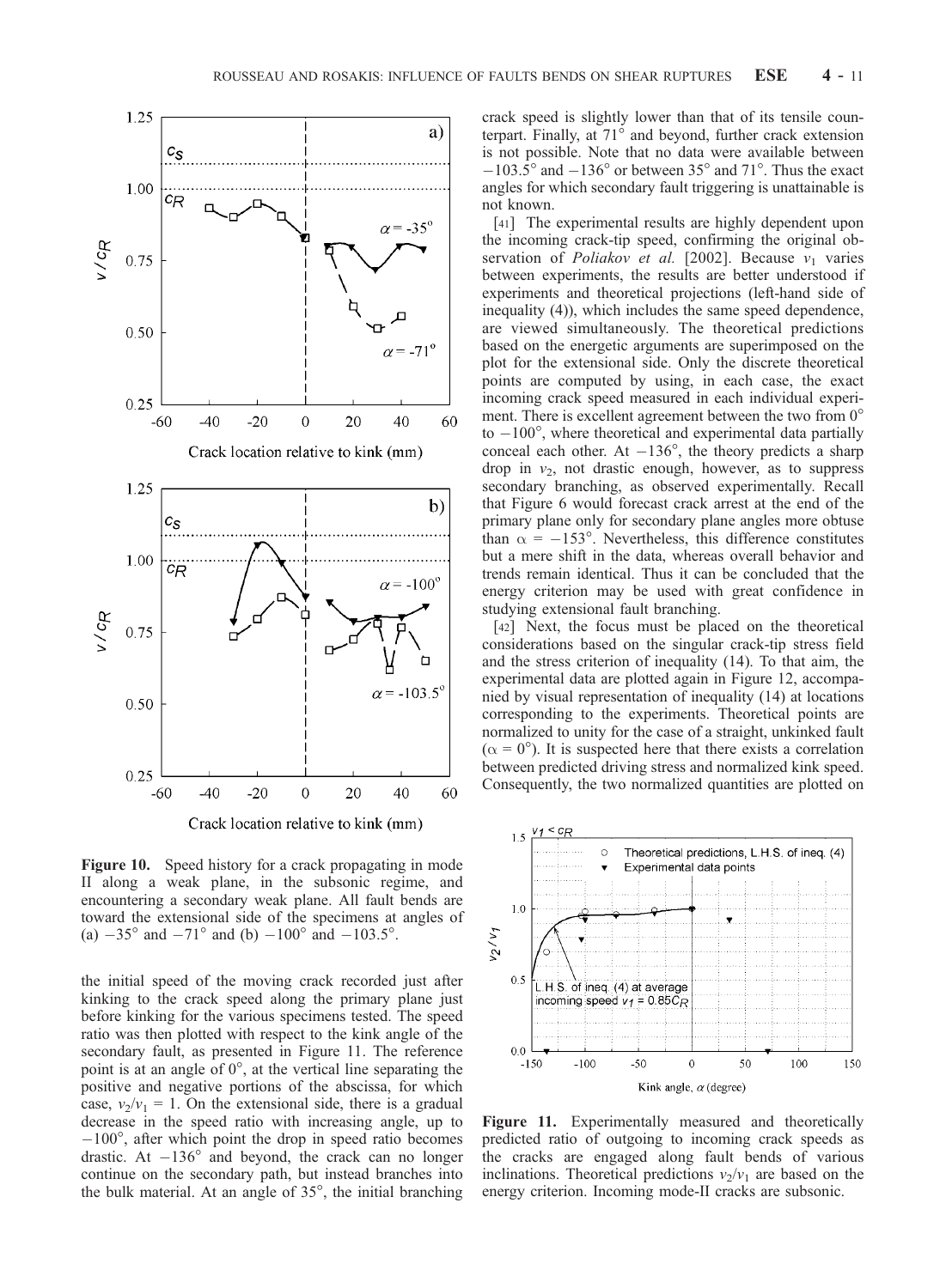**Figure 10.** Speed history for a crack propagating in mode II along a weak plane, in the subsonic regime, and encountering a secondary weak plane. All fault bends are toward the extensional side of the specimens at angles of (a) $-35°$ and $-71°$ and (b) $-100°$ and $-103.5°$.

the initial speed of the moving crack recorded just after kinking to the crack speed along the primary plane just before kinking for the various specimens tested. The speed ratio was then plotted with respect to the kink angle of the secondary fault, as presented in Figure 11. The reference point is at an angle of 0°, at the vertical line separating the positive and negative portions of the abscissa, for which case, $v_2/v_1 = 1$. On the extensional side, there is a gradual decrease in the speed ratio with increasing angle, up to $-100°$, after which point the drop in speed ratio becomes drastic. At $-136°$ and beyond, the crack can no longer continue on the secondary path, but instead branches into the bulk material. At an angle of 35°, the initial branching crack speed is slightly lower than that of its tensile counterpart. Finally, at 71° and beyond, further crack extension is not possible. Note that no data were available between $-103.5°$ and $-136°$ or between 35° and 71°. Thus the exact angles for which secondary fault triggering is unattainable is not known.

[41] The experimental results are highly dependent upon the incoming crack-tip speed, confirming the original observation of *Poliakov et al.* [2002]. Because $v_1$ varies between experiments, the results are better understood if experiments and theoretical projections (left-hand side of inequality (4)), which includes the same speed dependence, are viewed simultaneously. The theoretical predictions based on the energetic arguments are superimposed on the plot for the extensional side. Only the discrete theoretical points are computed by using, in each case, the exact incoming crack speed measured in each individual experiment. There is excellent agreement between the two from 0° to $-100°$, where theoretical and experimental data partially conceal each other. At $-136°$, the theory predicts a sharp drop in $v_2$, not drastic enough, however, as to suppress secondary branching, as observed experimentally. Recall that Figure 6 would forecast crack arrest at the end of the primary plane only for secondary plane angles more obtuse than $\alpha = -153°$. Nevertheless, this difference constitutes but a mere shift in the data, whereas overall behavior and trends remain identical. Thus it can be concluded that the energy criterion may be used with great confidence in studying extensional fault branching.

[42] Next, the focus must be placed on the theoretical considerations based on the singular crack-tip stress field and the stress criterion of inequality (14). To that aim, the experimental data are plotted again in Figure 12, accompanied by visual representation of inequality (14) at locations corresponding to the experiments. Theoretical points are normalized to unity for the case of a straight, unkinked fault ($\alpha = 0°$). It is suspected here that there exists a correlation between predicted driving stress and normalized kink speed. Consequently, the two normalized quantities are plotted on

**Figure 11.** Experimentally measured and theoretically predicted ratio of outgoing to incoming crack speeds as the cracks are engaged along fault bends of various inclinations. Theoretical predictions $v_2/v_1$ are based on the energy criterion. Incoming mode-II cracks are subsonic.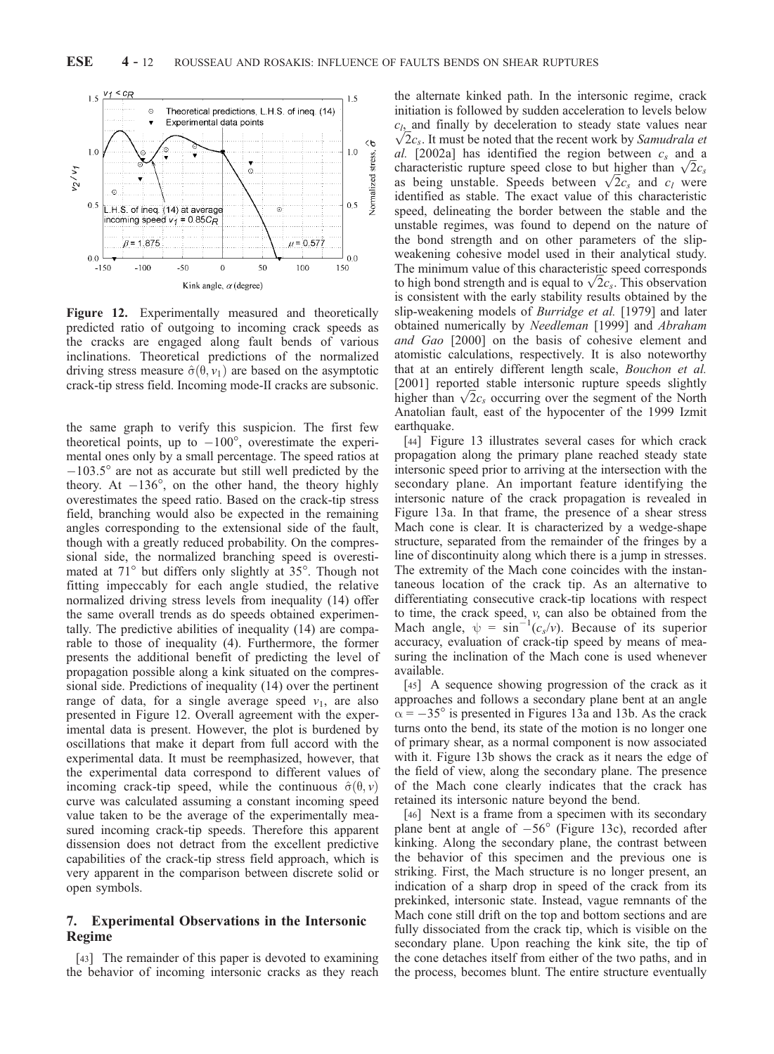**Figure 12.** Experimentally measured and theoretically predicted ratio of outgoing to incoming crack speeds as the cracks are engaged along fault bends of various inclinations. Theoretical predictions of the normalized driving stress measure $\hat{\sigma}(\theta, v_1)$ are based on the asymptotic crack-tip stress field. Incoming mode-II cracks are subsonic.

the same graph to verify this suspicion. The first few theoretical points, up to $-100°$, overestimate the experimental ones only by a small percentage. The speed ratios at $-103.5°$ are not as accurate but still well predicted by the theory. At $-136°$, on the other hand, the theory highly overestimates the speed ratio. Based on the crack-tip stress field, branching would also be expected in the remaining angles corresponding to the extensional side of the fault, though with a greatly reduced probability. On the compressional side, the normalized branching speed is overestimated at 71° but differs only slightly at 35°. Though not fitting impeccably for each angle studied, the relative normalized driving stress levels from inequality (14) offer the same overall trends as do speeds obtained experimentally. The predictive abilities of inequality (14) are comparable to those of inequality (4). Furthermore, the former presents the additional benefit of predicting the level of propagation possible along a kink situated on the compressional side. Predictions of inequality (14) over the pertinent range of data, for a single average speed $v_1$, are also presented in Figure 12. Overall agreement with the experimental data is present. However, the plot is burdened by oscillations that make it depart from full accord with the experimental data. It must be reemphasized, however, that the experimental data correspond to different values of incoming crack-tip speed, while the continuous $\hat{\sigma}(\theta, v)$ curve was calculated assuming a constant incoming speed value taken to be the average of the experimentally measured incoming crack-tip speeds. Therefore this apparent dissension does not detract from the excellent predictive capabilities of the crack-tip stress field approach, which is very apparent in the comparison between discrete solid or open symbols.

## 7. Experimental Observations in the Intersonic Regime

[43] The remainder of this paper is devoted to examining the behavior of incoming intersonic cracks as they reach the alternate kinked path. In the intersonic regime, crack initiation is followed by sudden acceleration to levels below $c_l$, and finally by deceleration to steady state values near $\sqrt{2}c_s$. It must be noted that the recent work by *Samudrala et al.* [2002a] has identified the region between $c_s$ and a characteristic rupture speed close to but higher than $\sqrt{2}c_s$ as being unstable. Speeds between $\sqrt{2}c_s$ and $c_l$ were identified as stable. The exact value of this characteristic speed, delineating the border between the stable and the unstable regimes, was found to depend on the nature of the bond strength and on other parameters of the slip-weakening cohesive model used in their analytical study. The minimum value of this characteristic speed corresponds to high bond strength and is equal to $\sqrt{2}c_s$. This observation is consistent with the early stability results obtained by the slip-weakening models of *Burridge et al.* [1979] and later obtained numerically by *Needleman* [1999] and *Abraham and Gao* [2000] on the basis of cohesive element and atomistic calculations, respectively. It is also noteworthy that at an entirely different length scale, *Bouchon et al.* [2001] reported stable intersonic rupture speeds slightly higher than $\sqrt{2}c_s$ occurring over the segment of the North Anatolian fault, east of the hypocenter of the 1999 Izmit earthquake.

[44] Figure 13 illustrates several cases for which crack propagation along the primary plane reached steady state intersonic speed prior to arriving at the intersection with the secondary plane. An important feature identifying the intersonic nature of the crack propagation is revealed in Figure 13a. In that frame, the presence of a shear stress Mach cone is clear. It is characterized by a wedge-shape structure, separated from the remainder of the fringes by a line of discontinuity along which there is a jump in stresses. The extremity of the Mach cone coincides with the instantaneous location of the crack tip. As an alternative to differentiating consecutive crack-tip locations with respect to time, the crack speed, $v$, can also be obtained from the Mach angle, $\psi = \sin^{-1}(c_s/v)$. Because of its superior accuracy, evaluation of crack-tip speed by means of measuring the inclination of the Mach cone is used whenever available.

[45] A sequence showing progression of the crack as it approaches and follows a secondary plane bent at an angle $\alpha = -35°$ is presented in Figures 13a and 13b. As the crack turns onto the bend, its state of the motion is no longer one of primary shear, as a normal component is now associated with it. Figure 13b shows the crack as it nears the edge of the field of view, along the secondary plane. The presence of the Mach cone clearly indicates that the crack has retained its intersonic nature beyond the bend.

[46] Next is a frame from a specimen with its secondary plane bent at angle of $-56°$ (Figure 13c), recorded after kinking. Along the secondary plane, the contrast between the behavior of this specimen and the previous one is striking. First, the Mach structure is no longer present, an indication of a sharp drop in speed of the crack from its prekinked, intersonic state. Instead, vague remnants of the Mach cone still drift on the top and bottom sections and are fully dissociated from the crack tip, which is visible on the secondary plane. Upon reaching the kink site, the tip of the cone detaches itself from either of the two paths, and in the process, becomes blunt. The entire structure eventually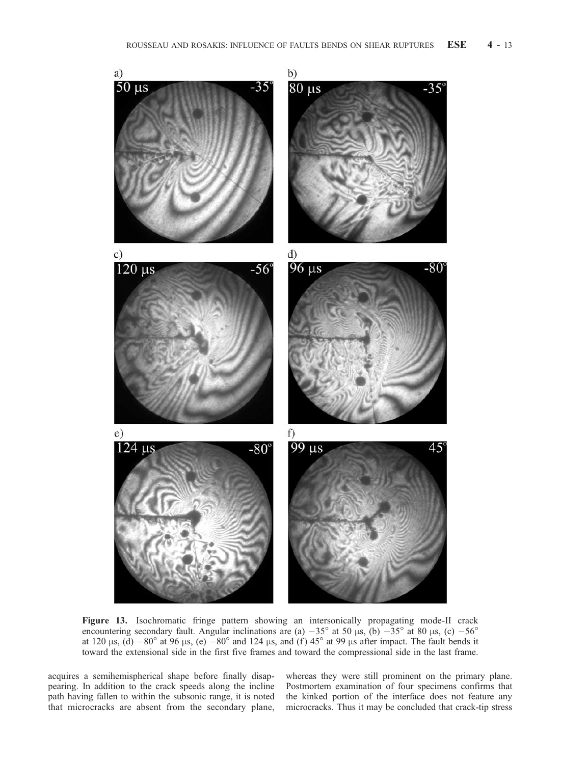**Figure 13.** Isochromatic fringe pattern showing an intersonically propagating mode-II crack encountering secondary fault. Angular inclinations are (a) $-35^\circ$ at 50 μs, (b) $-35^\circ$ at 80 μs, (c) $-56^\circ$ at 120 μs, (d) $-80^\circ$ at 96 μs, (e) $-80^\circ$ and 124 μs, and (f) $45^\circ$ at 99 μs after impact. The fault bends it toward the extensional side in the first five frames and toward the compressional side in the last frame.

acquires a semihemispherical shape before finally disappearing. In addition to the crack speeds along the incline path having fallen to within the subsonic range, it is noted that microcracks are absent from the secondary plane, whereas they were still prominent on the primary plane. Postmortem examination of four specimens confirms that the kinked portion of the interface does not feature any microcracks. Thus it may be concluded that crack-tip stress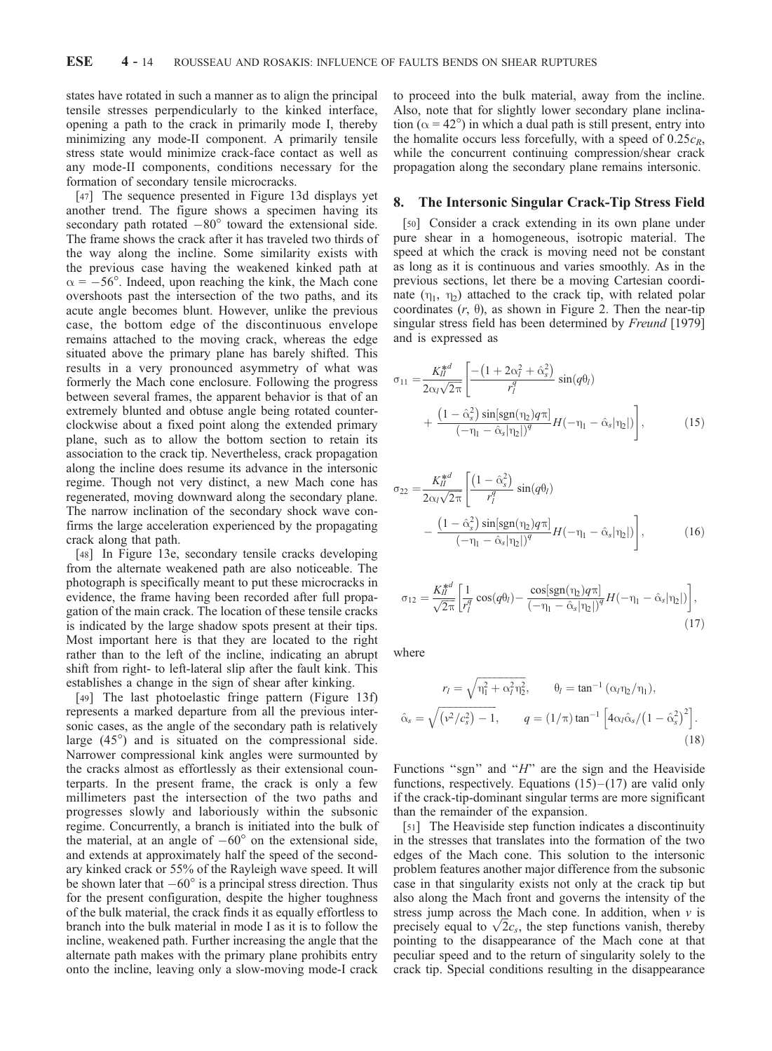states have rotated in such a manner as to align the principal tensile stresses perpendicularly to the kinked interface, opening a path to the crack in primarily mode I, thereby minimizing any mode-II component. A primarily tensile stress state would minimize crack-face contact as well as any mode-II components, conditions necessary for the formation of secondary tensile microcracks.

[47] The sequence presented in Figure 13d displays yet another trend. The figure shows a specimen having its secondary path rotated $-80^\circ$ toward the extensional side. The frame shows the crack after it has traveled two thirds of the way along the incline. Some similarity exists with the previous case having the weakened kinked path at $\alpha = -56^\circ$. Indeed, upon reaching the kink, the Mach cone overshoots past the intersection of the two paths, and its acute angle becomes blunt. However, unlike the previous case, the bottom edge of the discontinuous envelope remains attached to the moving crack, whereas the edge situated above the primary plane has barely shifted. This results in a very pronounced asymmetry of what was formerly the Mach cone enclosure. Following the progress between several frames, the apparent behavior is that of an extremely blunted and obtuse angle being rotated counterclockwise about a fixed point along the extended primary plane, such as to allow the bottom section to retain its association to the crack tip. Nevertheless, crack propagation along the incline does resume its advance in the intersonic regime. Though not very distinct, a new Mach cone has regenerated, moving downward along the secondary plane. The narrow inclination of the secondary shock wave confirms the large acceleration experienced by the propagating crack along that path.

[48] In Figure 13e, secondary tensile cracks developing from the alternate weakened path are also noticeable. The photograph is specifically meant to put these microcracks in evidence, the frame having been recorded after full propagation of the main crack. The location of these tensile cracks is indicated by the large shadow spots present at their tips. Most important here is that they are located to the right rather than to the left of the incline, indicating an abrupt shift from right- to left-lateral slip after the fault kink. This establishes a change in the sign of shear after kinking.

[49] The last photoelastic fringe pattern (Figure 13f) represents a marked departure from all the previous intersonic cases, as the angle of the secondary path is relatively large ($45^\circ$) and is situated on the compressional side. Narrower compressional kink angles were surmounted by the cracks almost as effortlessly as their extensional counterparts. In the present frame, the crack is only a few millimeters past the intersection of the two paths and progresses slowly and laboriously within the subsonic regime. Concurrently, a branch is initiated into the bulk of the material, at an angle of $-60^\circ$ on the extensional side, and extends at approximately half the speed of the secondary kinked crack or 55% of the Rayleigh wave speed. It will be shown later that $-60^\circ$ is a principal stress direction. Thus for the present configuration, despite the higher toughness of the bulk material, the crack finds it as equally effortless to branch into the bulk material in mode I as it is to follow the incline, weakened path. Further increasing the angle that the alternate path makes with the primary plane prohibits entry onto the incline, leaving only a slow-moving mode-I crack to proceed into the bulk material, away from the incline. Also, note that for slightly lower secondary plane inclination ($\alpha = 42^\circ$) in which a dual path is still present, entry into the homalite occurs less forcefully, with a speed of $0.25c_R$, while the concurrent continuing compression/shear crack propagation along the secondary plane remains intersonic.

## 8. The Intersonic Singular Crack-Tip Stress Field

[50] Consider a crack extending in its own plane under pure shear in a homogeneous, isotropic material. The speed at which the crack is moving need not be constant as long as it is continuous and varies smoothly. As in the previous sections, let there be a moving Cartesian coordinate $(\eta_1, \eta_2)$ attached to the crack tip, with related polar coordinates $(r, \theta)$, as shown in Figure 2. Then the near-tip singular stress field has been determined by *Freund* [1979] and is expressed as

$$\sigma_{11} = \frac{K_{II}^{*d}}{2\alpha_l\sqrt{2\pi}}\left[\frac{-\left(1+2\alpha_l^2+\hat{\alpha}_s^2\right)}{r_l^q}\sin(q\theta_l) + \frac{\left(1-\hat{\alpha}_s^2\right)\sin[\mathrm{sgn}(\eta_2)q\pi]}{\left(-\eta_1-\hat{\alpha}_s|\eta_2|\right)^q}H(-\eta_1-\hat{\alpha}_s|\eta_2|)\right], \tag{15}$$

$$\sigma_{22} = \frac{K_{II}^{*d}}{2\alpha_l\sqrt{2\pi}}\left[\frac{\left(1-\hat{\alpha}_s^2\right)}{r_l^q}\sin(q\theta_l) - \frac{\left(1-\hat{\alpha}_s^2\right)\sin[\mathrm{sgn}(\eta_2)q\pi]}{\left(-\eta_1-\hat{\alpha}_s|\eta_2|\right)^q}H(-\eta_1-\hat{\alpha}_s|\eta_2|)\right], \tag{16}$$

$$\sigma_{12} = \frac{K_{II}^{*d}}{\sqrt{2\pi}}\left[\frac{1}{r_l^q}\cos(q\theta_l) - \frac{\cos[\mathrm{sgn}(\eta_2)q\pi]}{\left(-\eta_1-\hat{\alpha}_s|\eta_2|\right)^q}H(-\eta_1-\hat{\alpha}_s|\eta_2|)\right], \tag{17}$$

where

$$r_l = \sqrt{\eta_1^2+\alpha_l^2\eta_2^2}, \qquad \theta_l = \tan^{-1}(\alpha_l\eta_2/\eta_1),$$
$$\hat{\alpha}_s = \sqrt{\left(v^2/c_s^2\right)-1}, \qquad q = (1/\pi)\tan^{-1}\left[4\alpha_l\hat{\alpha}_s/\left(1-\hat{\alpha}_s^2\right)^2\right]. \tag{18}$$

Functions "sgn" and "$H$" are the sign and the Heaviside functions, respectively. Equations (15)–(17) are valid only if the crack-tip-dominant singular terms are more significant than the remainder of the expansion.

[51] The Heaviside step function indicates a discontinuity in the stresses that translates into the formation of the two edges of the Mach cone. This solution to the intersonic problem features another major difference from the subsonic case in that singularity exists not only at the crack tip but also along the Mach front and governs the intensity of the stress jump across the Mach cone. In addition, when $v$ is precisely equal to $\sqrt{2}c_s$, the step functions vanish, thereby pointing to the disappearance of the Mach cone at that peculiar speed and to the return of singularity solely to the crack tip. Special conditions resulting in the disappearance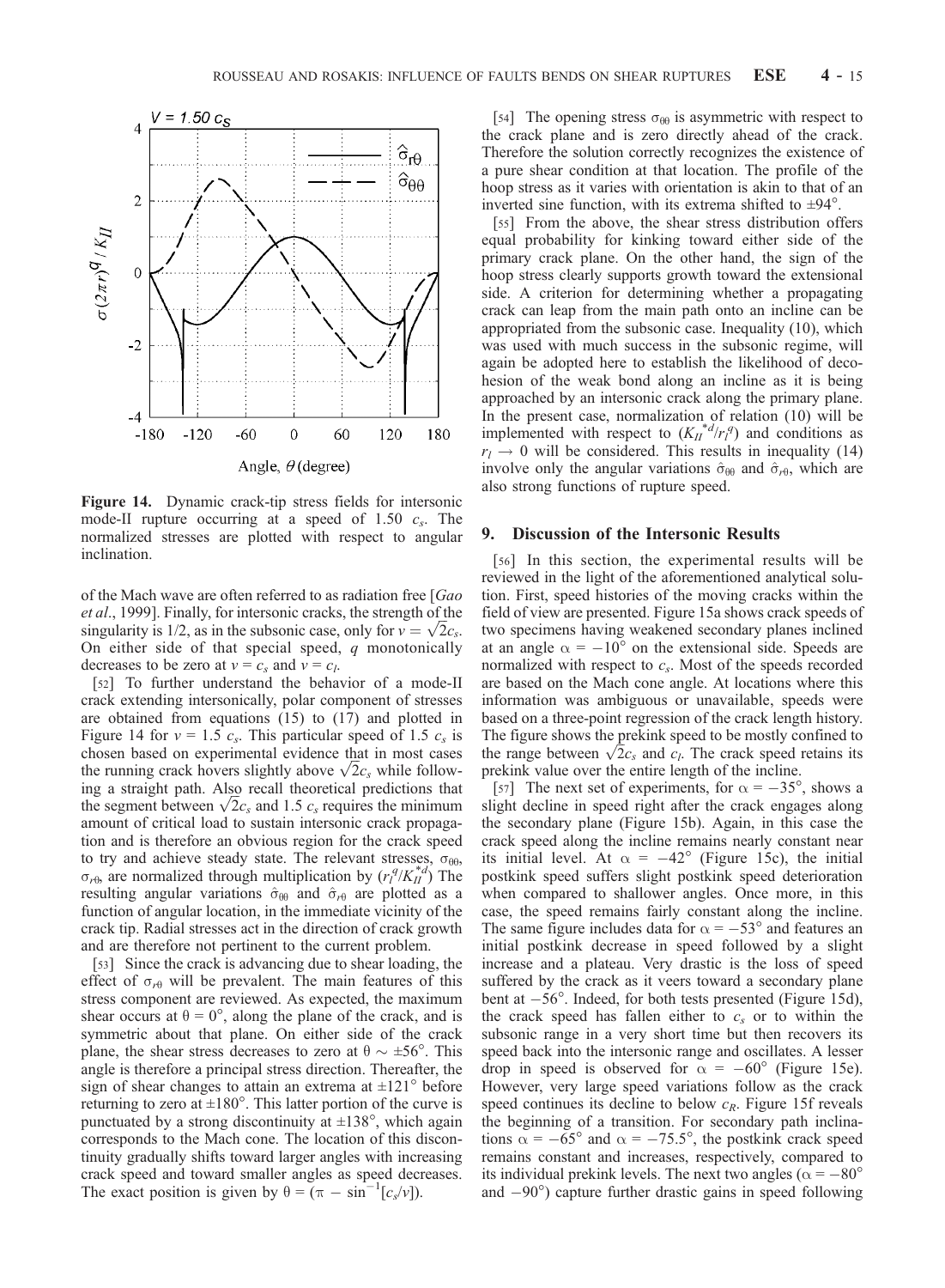**Figure 14.** Dynamic crack-tip stress fields for intersonic mode-II rupture occurring at a speed of 1.50 $c_s$. The normalized stresses are plotted with respect to angular inclination.

of the Mach wave are often referred to as radiation free [*Gao et al.*, 1999]. Finally, for intersonic cracks, the strength of the singularity is 1/2, as in the subsonic case, only for $v = \sqrt{2}c_s$. On either side of that special speed, $q$ monotonically decreases to be zero at $v = c_s$ and $v = c_l$.

[52] To further understand the behavior of a mode-II crack extending intersonically, polar component of stresses are obtained from equations (15) to (17) and plotted in Figure 14 for $v = 1.5\ c_s$. This particular speed of 1.5 $c_s$ is chosen based on experimental evidence that in most cases the running crack hovers slightly above $\sqrt{2}c_s$ while following a straight path. Also recall theoretical predictions that the segment between $\sqrt{2}c_s$ and 1.5 $c_s$ requires the minimum amount of critical load to sustain intersonic crack propagation and is therefore an obvious region for the crack speed to try and achieve steady state. The relevant stresses, $\sigma_{\theta\theta}$, $\sigma_{r\theta}$, are normalized through multiplication by $(r_l^q/K_{II}^{*d})$ The resulting angular variations $\hat{\sigma}_{\theta\theta}$ and $\hat{\sigma}_{r\theta}$ are plotted as a function of angular location, in the immediate vicinity of the crack tip. Radial stresses act in the direction of crack growth and are therefore not pertinent to the current problem.

[53] Since the crack is advancing due to shear loading, the effect of $\sigma_{r\theta}$ will be prevalent. The main features of this stress component are reviewed. As expected, the maximum shear occurs at $\theta = 0°$, along the plane of the crack, and is symmetric about that plane. On either side of the crack plane, the shear stress decreases to zero at $\theta \sim \pm 56°$. This angle is therefore a principal stress direction. Thereafter, the sign of shear changes to attain an extrema at $\pm 121°$ before returning to zero at $\pm 180°$. This latter portion of the curve is punctuated by a strong discontinuity at $\pm 138°$, which again corresponds to the Mach cone. The location of this discontinuity gradually shifts toward larger angles with increasing crack speed and toward smaller angles as speed decreases. The exact position is given by $\theta = (\pi - \sin^{-1}[c_s/v])$.

[54] The opening stress $\sigma_{\theta\theta}$ is asymmetric with respect to the crack plane and is zero directly ahead of the crack. Therefore the solution correctly recognizes the existence of a pure shear condition at that location. The profile of the hoop stress as it varies with orientation is akin to that of an inverted sine function, with its extrema shifted to $\pm 94°$.

[55] From the above, the shear stress distribution offers equal probability for kinking toward either side of the primary crack plane. On the other hand, the sign of the hoop stress clearly supports growth toward the extensional side. A criterion for determining whether a propagating crack can leap from the main path onto an incline can be appropriated from the subsonic case. Inequality (10), which was used with much success in the subsonic regime, will again be adopted here to establish the likelihood of decohesion of the weak bond along an incline as it is being approached by an intersonic crack along the primary plane. In the present case, normalization of relation (10) will be implemented with respect to $(K_{II}^{*d}/r_l^q)$ and conditions as $r_l \rightarrow 0$ will be considered. This results in inequality (14) involve only the angular variations $\hat{\sigma}_{\theta\theta}$ and $\hat{\sigma}_{r\theta}$, which are also strong functions of rupture speed.

## 9. Discussion of the Intersonic Results

[56] In this section, the experimental results will be reviewed in the light of the aforementioned analytical solution. First, speed histories of the moving cracks within the field of view are presented. Figure 15a shows crack speeds of two specimens having weakened secondary planes inclined at an angle $\alpha = -10°$ on the extensional side. Speeds are normalized with respect to $c_s$. Most of the speeds recorded are based on the Mach cone angle. At locations where this information was ambiguous or unavailable, speeds were based on a three-point regression of the crack length history. The figure shows the prekink speed to be mostly confined to the range between $\sqrt{2}c_s$ and $c_l$. The crack speed retains its prekink value over the entire length of the incline.

[57] The next set of experiments, for $\alpha = -35°$, shows a slight decline in speed right after the crack engages along the secondary plane (Figure 15b). Again, in this case the crack speed along the incline remains nearly constant near its initial level. At $\alpha = -42°$ (Figure 15c), the initial postkink speed suffers slight postkink speed deterioration when compared to shallower angles. Once more, in this case, the speed remains fairly constant along the incline. The same figure includes data for $\alpha = -53°$ and features an initial postkink decrease in speed followed by a slight increase and a plateau. Very drastic is the loss of speed suffered by the crack as it veers toward a secondary plane bent at $-56°$. Indeed, for both tests presented (Figure 15d), the crack speed has fallen either to $c_s$ or to within the subsonic range in a very short time but then recovers its speed back into the intersonic range and oscillates. A lesser drop in speed is observed for $\alpha = -60°$ (Figure 15e). However, very large speed variations follow as the crack speed continues its decline to below $c_R$. Figure 15f reveals the beginning of a transition. For secondary path inclinations $\alpha = -65°$ and $\alpha = -75.5°$, the postkink crack speed remains constant and increases, respectively, compared to its individual prekink levels. The next two angles ($\alpha = -80°$ and $-90°$) capture further drastic gains in speed following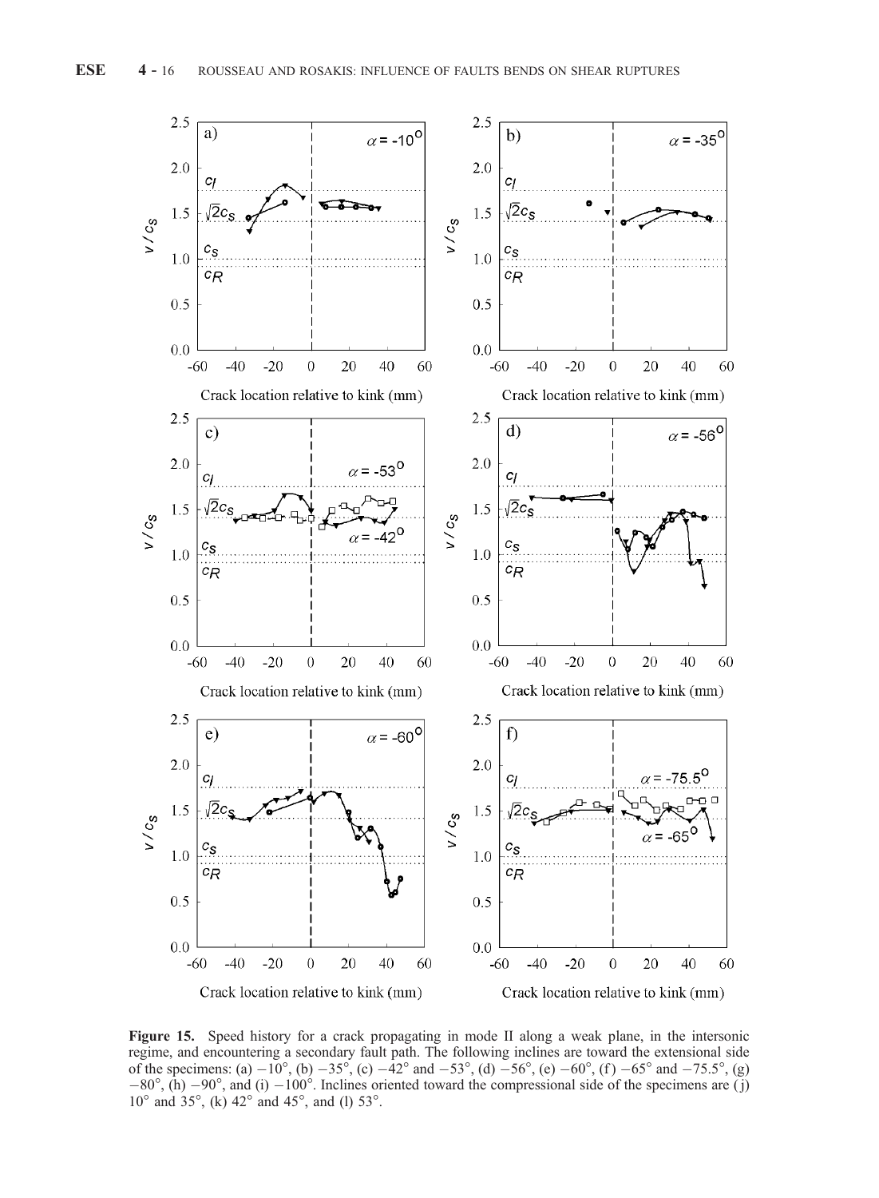**Figure 15.** Speed history for a crack propagating in mode II along a weak plane, in the intersonic regime, and encountering a secondary fault path. The following inclines are toward the extensional side of the specimens: (a) −10°, (b) −35°, (c) −42° and −53°, (d) −56°, (e) −60°, (f) −65° and −75.5°, (g) −80°, (h) −90°, and (i) −100°. Inclines oriented toward the compressional side of the specimens are (j) 10° and 35°, (k) 42° and 45°, and (l) 53°.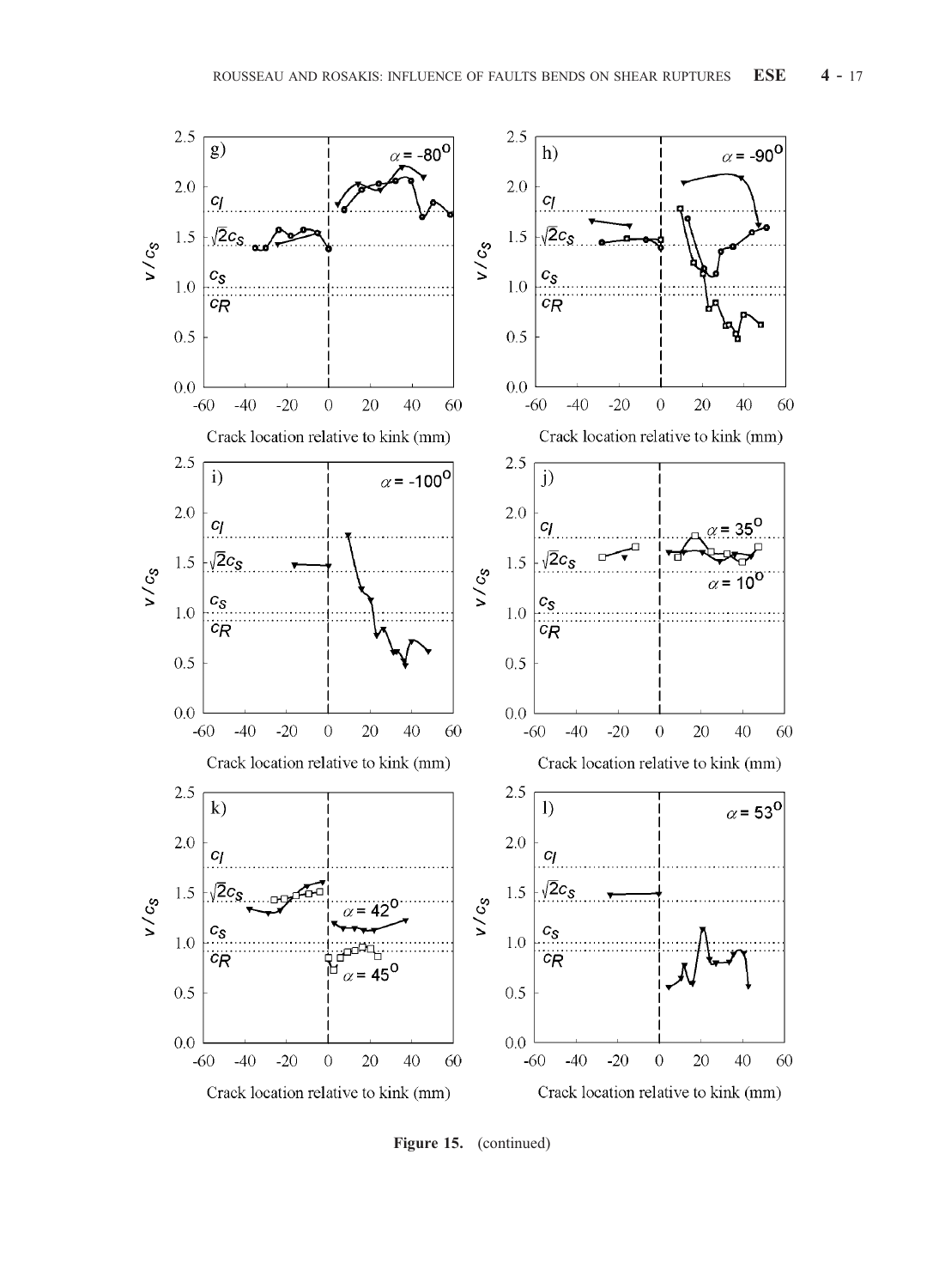**Figure 15.** (continued)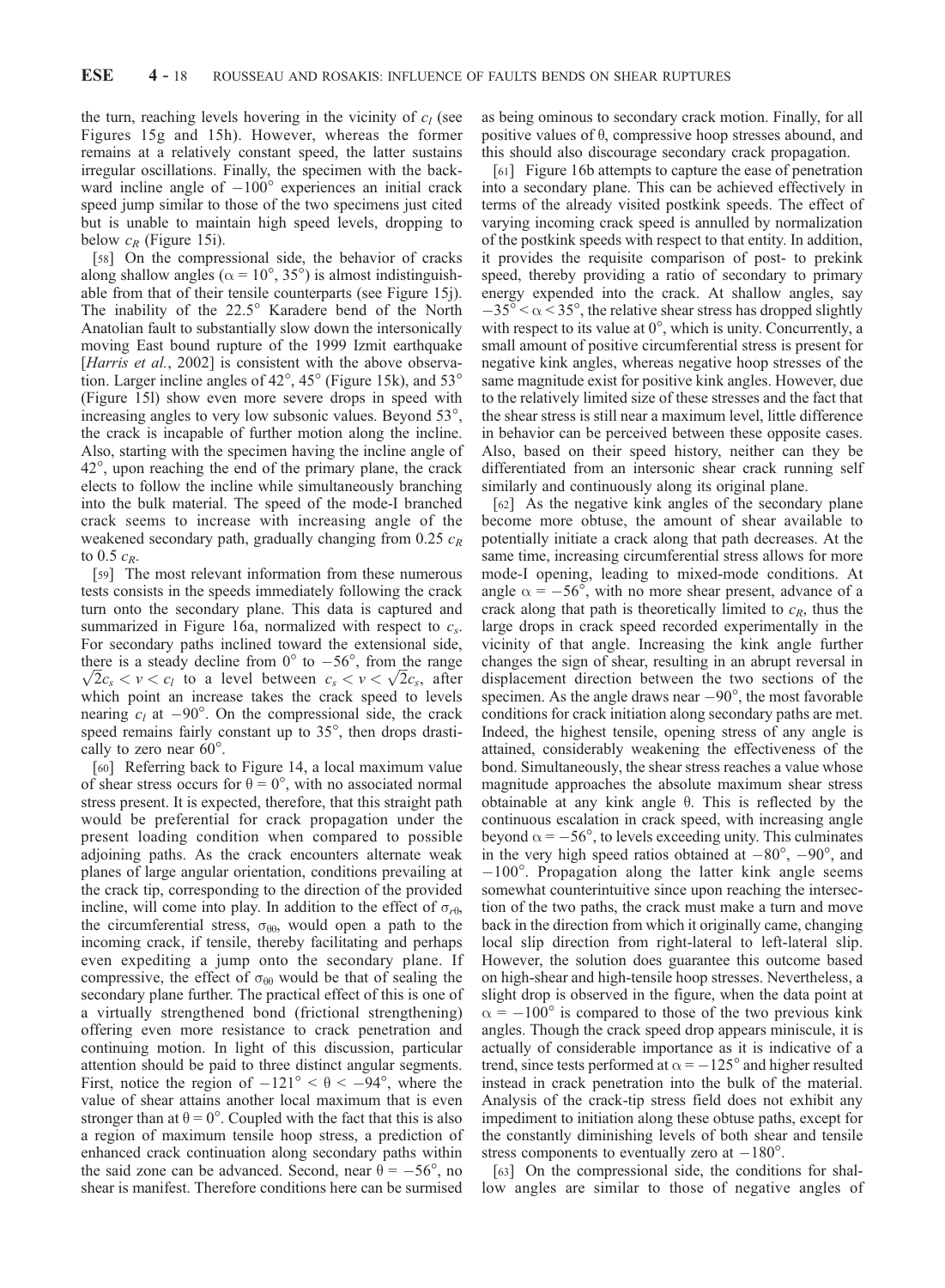the turn, reaching levels hovering in the vicinity of $c_l$ (see Figures 15g and 15h). However, whereas the former remains at a relatively constant speed, the latter sustains irregular oscillations. Finally, the specimen with the backward incline angle of $-100°$ experiences an initial crack speed jump similar to those of the two specimens just cited but is unable to maintain high speed levels, dropping to below $c_R$ (Figure 15i).

[58] On the compressional side, the behavior of cracks along shallow angles ($\alpha = 10°, 35°$) is almost indistinguishable from that of their tensile counterparts (see Figure 15j). The inability of the 22.5° Karadere bend of the North Anatolian fault to substantially slow down the intersonically moving East bound rupture of the 1999 Izmit earthquake [*Harris et al.*, 2002] is consistent with the above observation. Larger incline angles of 42°, 45° (Figure 15k), and 53° (Figure 15l) show even more severe drops in speed with increasing angles to very low subsonic values. Beyond 53°, the crack is incapable of further motion along the incline. Also, starting with the specimen having the incline angle of 42°, upon reaching the end of the primary plane, the crack elects to follow the incline while simultaneously branching into the bulk material. The speed of the mode-I branched crack seems to increase with increasing angle of the weakened secondary path, gradually changing from 0.25 $c_R$ to 0.5 $c_R$.

[59] The most relevant information from these numerous tests consists in the speeds immediately following the crack turn onto the secondary plane. This data is captured and summarized in Figure 16a, normalized with respect to $c_s$. For secondary paths inclined toward the extensional side, there is a steady decline from 0° to $-56°$, from the range $\sqrt{2}c_s < v < c_l$ to a level between $c_s < v < \sqrt{2}c_s$, after which point an increase takes the crack speed to levels nearing $c_l$ at $-90°$. On the compressional side, the crack speed remains fairly constant up to 35°, then drops drastically to zero near 60°.

[60] Referring back to Figure 14, a local maximum value of shear stress occurs for $\theta = 0°$, with no associated normal stress present. It is expected, therefore, that this straight path would be preferential for crack propagation under the present loading condition when compared to possible adjoining paths. As the crack encounters alternate weak planes of large angular orientation, conditions prevailing at the crack tip, corresponding to the direction of the provided incline, will come into play. In addition to the effect of $\sigma_{r\theta}$, the circumferential stress, $\sigma_{\theta\theta}$, would open a path to the incoming crack, if tensile, thereby facilitating and perhaps even expediting a jump onto the secondary plane. If compressive, the effect of $\sigma_{\theta\theta}$ would be that of sealing the secondary plane further. The practical effect of this is one of a virtually strengthened bond (frictional strengthening) offering even more resistance to crack penetration and continuing motion. In light of this discussion, particular attention should be paid to three distinct angular segments. First, notice the region of $-121° < \theta < -94°$, where the value of shear attains another local maximum that is even stronger than at $\theta = 0°$. Coupled with the fact that this is also a region of maximum tensile hoop stress, a prediction of enhanced crack continuation along secondary paths within the said zone can be advanced. Second, near $\theta = -56°$, no shear is manifest. Therefore conditions here can be surmised as being ominous to secondary crack motion. Finally, for all positive values of $\theta$, compressive hoop stresses abound, and this should also discourage secondary crack propagation.

[61] Figure 16b attempts to capture the ease of penetration into a secondary plane. This can be achieved effectively in terms of the already visited postkink speeds. The effect of varying incoming crack speed is annulled by normalization of the postkink speeds with respect to that entity. In addition, it provides the requisite comparison of post- to prekink speed, thereby providing a ratio of secondary to primary energy expended into the crack. At shallow angles, say $-35° < \alpha < 35°$, the relative shear stress has dropped slightly with respect to its value at 0°, which is unity. Concurrently, a small amount of positive circumferential stress is present for negative kink angles, whereas negative hoop stresses of the same magnitude exist for positive kink angles. However, due to the relatively limited size of these stresses and the fact that the shear stress is still near a maximum level, little difference in behavior can be perceived between these opposite cases. Also, based on their speed history, neither can they be differentiated from an intersonic shear crack running self similarly and continuously along its original plane.

[62] As the negative kink angles of the secondary plane become more obtuse, the amount of shear available to potentially initiate a crack along that path decreases. At the same time, increasing circumferential stress allows for more mode-I opening, leading to mixed-mode conditions. At angle $\alpha = -56°$, with no more shear present, advance of a crack along that path is theoretically limited to $c_R$, thus the large drops in crack speed recorded experimentally in the vicinity of that angle. Increasing the kink angle further changes the sign of shear, resulting in an abrupt reversal in displacement direction between the two sections of the specimen. As the angle draws near $-90°$, the most favorable conditions for crack initiation along secondary paths are met. Indeed, the highest tensile, opening stress of any angle is attained, considerably weakening the effectiveness of the bond. Simultaneously, the shear stress reaches a value whose magnitude approaches the absolute maximum shear stress obtainable at any kink angle $\theta$. This is reflected by the continuous escalation in crack speed, with increasing angle beyond $\alpha = -56°$, to levels exceeding unity. This culminates in the very high speed ratios obtained at $-80°$, $-90°$, and $-100°$. Propagation along the latter kink angle seems somewhat counterintuitive since upon reaching the intersection of the two paths, the crack must make a turn and move back in the direction from which it originally came, changing local slip direction from right-lateral to left-lateral slip. However, the solution does guarantee this outcome based on high-shear and high-tensile hoop stresses. Nevertheless, a slight drop is observed in the figure, when the data point at $\alpha = -100°$ is compared to those of the two previous kink angles. Though the crack speed drop appears miniscule, it is actually of considerable importance as it is indicative of a trend, since tests performed at $\alpha = -125°$ and higher resulted instead in crack penetration into the bulk of the material. Analysis of the crack-tip stress field does not exhibit any impediment to initiation along these obtuse paths, except for the constantly diminishing levels of both shear and tensile stress components to eventually zero at $-180°$.

[63] On the compressional side, the conditions for shallow angles are similar to those of negative angles of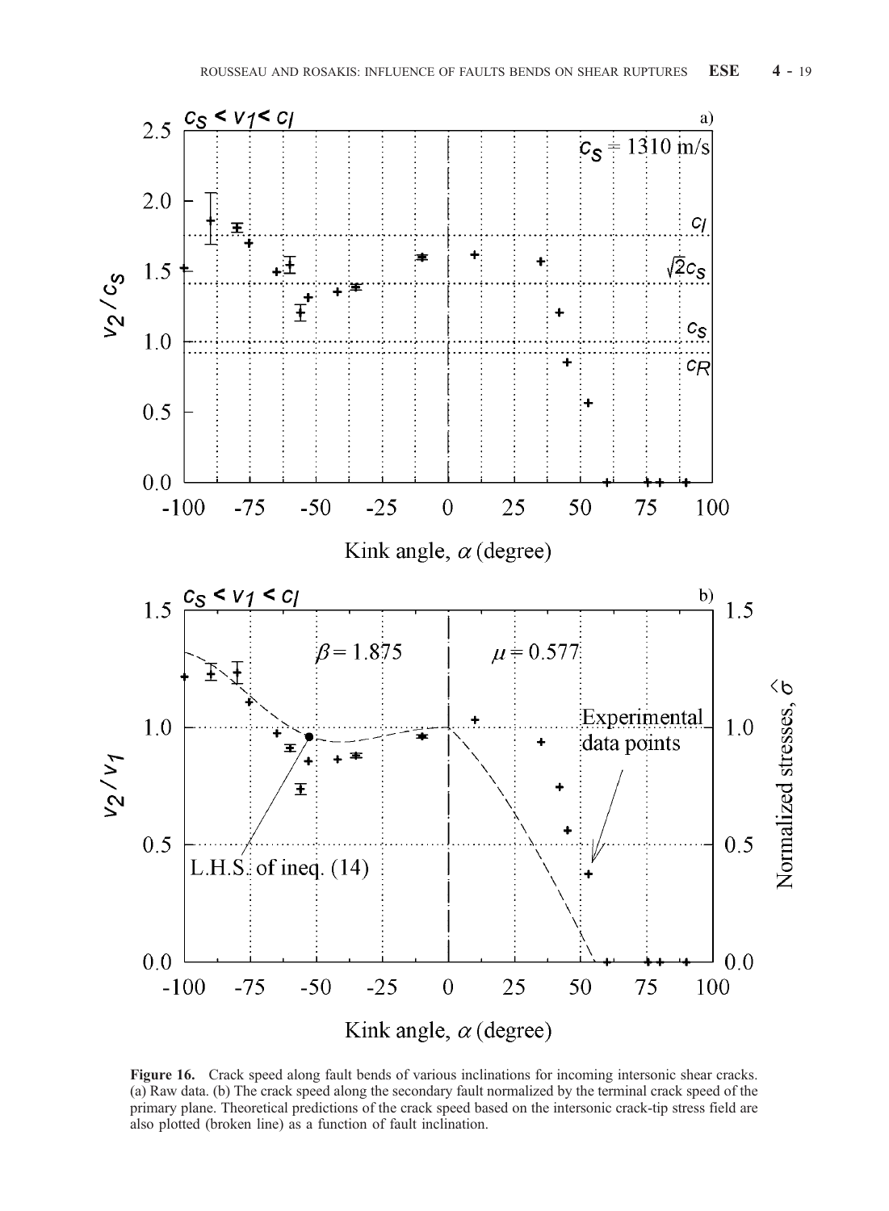**Figure 16.** Crack speed along fault bends of various inclinations for incoming intersonic shear cracks. (a) Raw data. (b) The crack speed along the secondary fault normalized by the terminal crack speed of the primary plane. Theoretical predictions of the crack speed based on the intersonic crack-tip stress field are also plotted (broken line) as a function of fault inclination.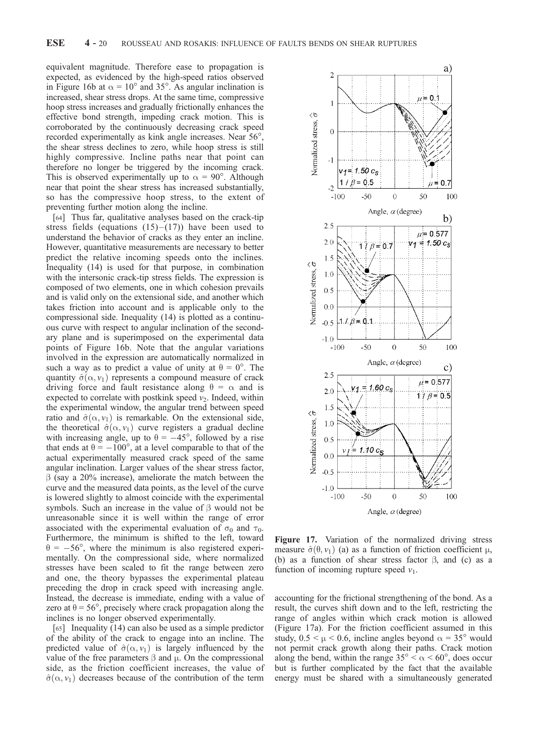equivalent magnitude. Therefore ease to propagation is expected, as evidenced by the high-speed ratios observed in Figure 16b at $\alpha = 10°$ and $35°$. As angular inclination is increased, shear stress drops. At the same time, compressive hoop stress increases and gradually frictionally enhances the effective bond strength, impeding crack motion. This is corroborated by the continuously decreasing crack speed recorded experimentally as kink angle increases. Near $56°$, the shear stress declines to zero, while hoop stress is still highly compressive. Incline paths near that point can therefore no longer be triggered by the incoming crack. This is observed experimentally up to $\alpha = 90°$. Although near that point the shear stress has increased substantially, so has the compressive hoop stress, to the extent of preventing further motion along the incline.

[64] Thus far, qualitative analyses based on the crack-tip stress fields (equations (15)–(17)) have been used to understand the behavior of cracks as they enter an incline. However, quantitative measurements are necessary to better predict the relative incoming speeds onto the inclines. Inequality (14) is used for that purpose, in combination with the intersonic crack-tip stress fields. The expression is composed of two elements, one in which cohesion prevails and is valid only on the extensional side, and another which takes friction into account and is applicable only to the compressional side. Inequality (14) is plotted as a continuous curve with respect to angular inclination of the secondary plane and is superimposed on the experimental data points of Figure 16b. Note that the angular variations involved in the expression are automatically normalized in such a way as to predict a value of unity at $\theta = 0°$. The quantity $\hat{\sigma}(\alpha, v_1)$ represents a compound measure of crack driving force and fault resistance along $\theta = \alpha$ and is expected to correlate with postkink speed $v_2$. Indeed, within the experimental window, the angular trend between speed ratio and $\hat{\sigma}(\alpha, v_1)$ is remarkable. On the extensional side, the theoretical $\hat{\sigma}(\alpha, v_1)$ curve registers a gradual decline with increasing angle, up to $\theta = -45°$, followed by a rise that ends at $\theta = -100°$, at a level comparable to that of the actual experimentally measured crack speed of the same angular inclination. Larger values of the shear stress factor, $\beta$ (say a 20% increase), ameliorate the match between the curve and the measured data points, as the level of the curve is lowered slightly to almost coincide with the experimental symbols. Such an increase in the value of $\beta$ would not be unreasonable since it is well within the range of error associated with the experimental evaluation of $\sigma_0$ and $\tau_0$. Furthermore, the minimum is shifted to the left, toward $\theta = -56°$, where the minimum is also registered experimentally. On the compressional side, where normalized stresses have been scaled to fit the range between zero and one, the theory bypasses the experimental plateau preceding the drop in crack speed with increasing angle. Instead, the decrease is immediate, ending with a value of zero at $\theta = 56°$, precisely where crack propagation along the inclines is no longer observed experimentally.

[65] Inequality (14) can also be used as a simple predictor of the ability of the crack to engage into an incline. The predicted value of $\hat{\sigma}(\alpha, v_1)$ is largely influenced by the value of the free parameters $\beta$ and $\mu$. On the compressional side, as the friction coefficient increases, the value of $\hat{\sigma}(\alpha, v_1)$ decreases because of the contribution of the term accounting for the frictional strengthening of the bond. As a result, the curves shift down and to the left, restricting the range of angles within which crack motion is allowed (Figure 17a). For the friction coefficient assumed in this study, $0.5 < \mu < 0.6$, incline angles beyond $\alpha = 35°$ would not permit crack growth along their paths. Crack motion along the bend, within the range $35° < \alpha < 60°$, does occur but is further complicated by the fact that the available energy must be shared with a simultaneously generated

**Figure 17.** Variation of the normalized driving stress measure $\hat{\sigma}(\theta, v_1)$ (a) as a function of friction coefficient $\mu$, (b) as a function of shear stress factor $\beta$, and (c) as a function of incoming rupture speed $v_1$.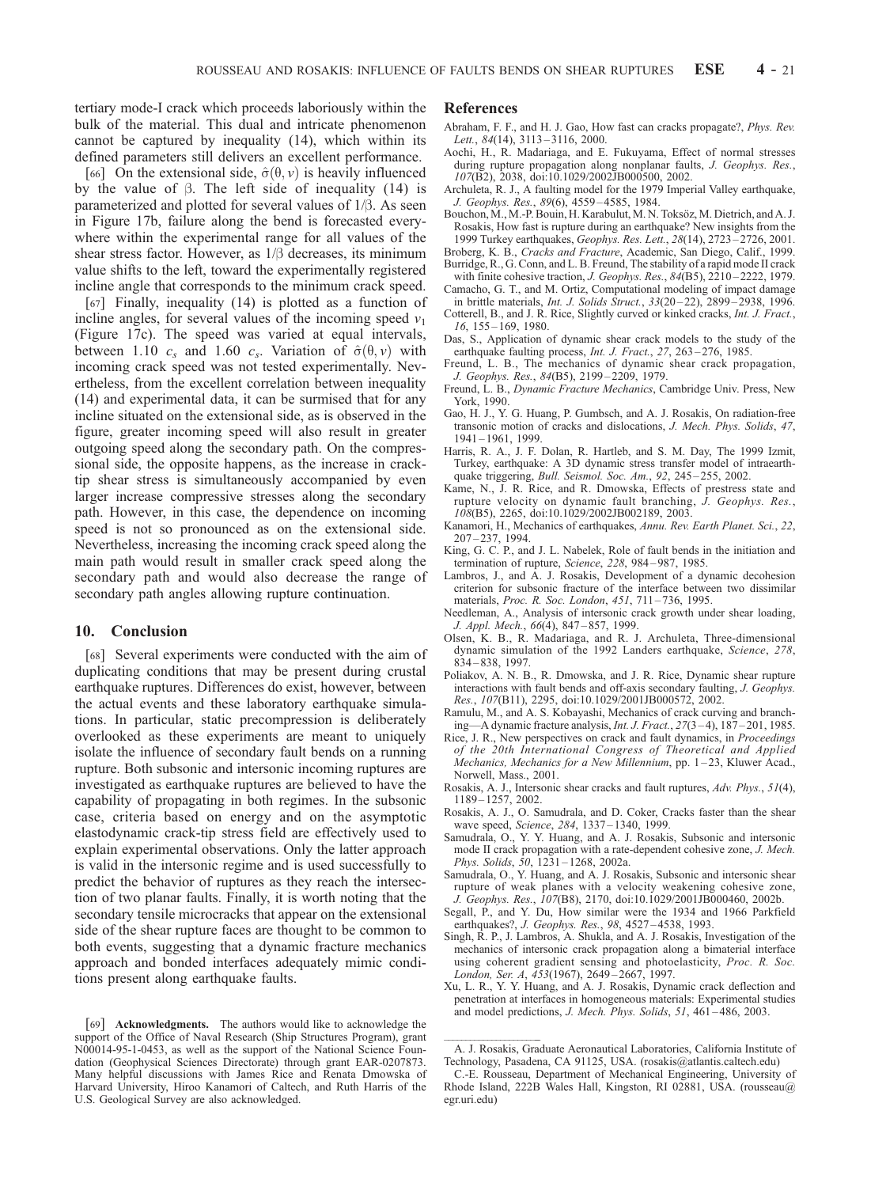tertiary mode-I crack which proceeds laboriously within the bulk of the material. This dual and intricate phenomenon cannot be captured by inequality (14), which within its defined parameters still delivers an excellent performance.

[66] On the extensional side, $\hat{\sigma}(\theta, v)$ is heavily influenced by the value of β. The left side of inequality (14) is parameterized and plotted for several values of 1/β. As seen in Figure 17b, failure along the bend is forecasted everywhere within the experimental range for all values of the shear stress factor. However, as 1/β decreases, its minimum value shifts to the left, toward the experimentally registered incline angle that corresponds to the minimum crack speed.

[67] Finally, inequality (14) is plotted as a function of incline angles, for several values of the incoming speed $v_1$ (Figure 17c). The speed was varied at equal intervals, between 1.10 $c_s$ and 1.60 $c_s$. Variation of $\hat{\sigma}(\theta, v)$ with incoming crack speed was not tested experimentally. Nevertheless, from the excellent correlation between inequality (14) and experimental data, it can be surmised that for any incline situated on the extensional side, as is observed in the figure, greater incoming speed will also result in greater outgoing speed along the secondary path. On the compressional side, the opposite happens, as the increase in crack-tip shear stress is simultaneously accompanied by even larger increase compressive stresses along the secondary path. However, in this case, the dependence on incoming speed is not so pronounced as on the extensional side. Nevertheless, increasing the incoming crack speed along the main path would result in smaller crack speed along the secondary path and would also decrease the range of secondary path angles allowing rupture continuation.

## 10. Conclusion

[68] Several experiments were conducted with the aim of duplicating conditions that may be present during crustal earthquake ruptures. Differences do exist, however, between the actual events and these laboratory earthquake simulations. In particular, static precompression is deliberately overlooked as these experiments are meant to uniquely isolate the influence of secondary fault bends on a running rupture. Both subsonic and intersonic incoming ruptures are investigated as earthquake ruptures are believed to have the capability of propagating in both regimes. In the subsonic case, criteria based on energy and on the asymptotic elastodynamic crack-tip stress field are effectively used to explain experimental observations. Only the latter approach is valid in the intersonic regime and is used successfully to predict the behavior of ruptures as they reach the intersection of two planar faults. Finally, it is worth noting that the secondary tensile microcracks that appear on the extensional side of the shear rupture faces are thought to be common to both events, suggesting that a dynamic fracture mechanics approach and bonded interfaces adequately mimic conditions present along earthquake faults.

[69] **Acknowledgments.** The authors would like to acknowledge the support of the Office of Naval Research (Ship Structures Program), grant N00014-95-1-0453, as well as the support of the National Science Foundation (Geophysical Sciences Directorate) through grant EAR-0207873. Many helpful discussions with James Rice and Renata Dmowska of Harvard University, Hiroo Kanamori of Caltech, and Ruth Harris of the U.S. Geological Survey are also acknowledged.

## References

Abraham, F. F., and H. J. Gao, How fast can cracks propagate?, *Phys. Rev. Lett.*, *84*(14), 3113–3116, 2000.

Aochi, H., R. Madariaga, and E. Fukuyama, Effect of normal stresses during rupture propagation along nonplanar faults, *J. Geophys. Res.*, *107*(B2), 2038, doi:10.1029/2002JB000500, 2002.

Archuleta, R. J., A faulting model for the 1979 Imperial Valley earthquake, *J. Geophys. Res.*, *89*(6), 4559–4585, 1984.

Bouchon, M., M.-P. Bouin, H. Karabulut, M. N. Toksöz, M. Dietrich, and A. J. Rosakis, How fast is rupture during an earthquake? New insights from the 1999 Turkey earthquakes, *Geophys. Res. Lett.*, *28*(14), 2723–2726, 2001.

Broberg, K. B., *Cracks and Fracture*, Academic, San Diego, Calif., 1999.

Burridge, R., G. Conn, and L. B. Freund, The stability of a rapid mode II crack with finite cohesive traction, *J. Geophys. Res.*, *84*(B5), 2210–2222, 1979.

Camacho, G. T., and M. Ortiz, Computational modeling of impact damage in brittle materials, *Int. J. Solids Struct.*, *33*(20–22), 2899–2938, 1996.

Cotterell, B., and J. R. Rice, Slightly curved or kinked cracks, *Int. J. Fract.*, *16*, 155–169, 1980.

Das, S., Application of dynamic shear crack models to the study of the earthquake faulting process, *Int. J. Fract.*, *27*, 263–276, 1985.

Freund, L. B., The mechanics of dynamic shear crack propagation, *J. Geophys. Res.*, *84*(B5), 2199–2209, 1979.

Freund, L. B., *Dynamic Fracture Mechanics*, Cambridge Univ. Press, New York, 1990.

Gao, H. J., Y. G. Huang, P. Gumbsch, and A. J. Rosakis, On radiation-free transonic motion of cracks and dislocations, *J. Mech. Phys. Solids*, *47*, 1941–1961, 1999.

Harris, R. A., J. F. Dolan, R. Hartleb, and S. M. Day, The 1999 Izmit, Turkey, earthquake: A 3D dynamic stress transfer model of intraearthquake triggering, *Bull. Seismol. Soc. Am.*, *92*, 245–255, 2002.

Kame, N., J. R. Rice, and R. Dmowska, Effects of prestress state and rupture velocity on dynamic fault branching, *J. Geophys. Res.*, *108*(B5), 2265, doi:10.1029/2002JB002189, 2003.

Kanamori, H., Mechanics of earthquakes, *Annu. Rev. Earth Planet. Sci.*, *22*, 207–237, 1994.

King, G. C. P., and J. L. Nabelek, Role of fault bends in the initiation and termination of rupture, *Science*, *228*, 984–987, 1985.

Lambros, J., and A. J. Rosakis, Development of a dynamic decohesion criterion for subsonic fracture of the interface between two dissimilar materials, *Proc. R. Soc. London*, *451*, 711–736, 1995.

Needleman, A., Analysis of intersonic crack growth under shear loading, *J. Appl. Mech.*, *66*(4), 847–857, 1999.

Olsen, K. B., R. Madariaga, and R. J. Archuleta, Three-dimensional dynamic simulation of the 1992 Landers earthquake, *Science*, *278*, 834–838, 1997.

Poliakov, A. N. B., R. Dmowska, and J. R. Rice, Dynamic shear rupture interactions with fault bends and off-axis secondary faulting, *J. Geophys. Res.*, *107*(B11), 2295, doi:10.1029/2001JB000572, 2002.

Ramulu, M., and A. S. Kobayashi, Mechanics of crack curving and branching—A dynamic fracture analysis, *Int. J. Fract.*, *27*(3–4), 187–201, 1985.

Rice, J. R., New perspectives on crack and fault dynamics, in *Proceedings of the 20th International Congress of Theoretical and Applied Mechanics, Mechanics for a New Millennium*, pp. 1–23, Kluwer Acad., Norwell, Mass., 2001.

Rosakis, A. J., Intersonic shear cracks and fault ruptures, *Adv. Phys.*, *51*(4), 1189–1257, 2002.

Rosakis, A. J., O. Samudrala, and D. Coker, Cracks faster than the shear wave speed, *Science*, *284*, 1337–1340, 1999.

Samudrala, O., Y. Y. Huang, and A. J. Rosakis, Subsonic and intersonic mode II crack propagation with a rate-dependent cohesive zone, *J. Mech. Phys. Solids*, *50*, 1231–1268, 2002a.

Samudrala, O., Y. Huang, and A. J. Rosakis, Subsonic and intersonic shear rupture of weak planes with a velocity weakening cohesive zone, *J. Geophys. Res.*, *107*(B8), 2170, doi:10.1029/2001JB000460, 2002b.

Segall, P., and Y. Du, How similar were the 1934 and 1966 Parkfield earthquakes?, *J. Geophys. Res.*, *98*, 4527–4538, 1993.

Singh, R. P., J. Lambros, A. Shukla, and A. J. Rosakis, Investigation of the mechanics of intersonic crack propagation along a bimaterial interface using coherent gradient sensing and photoelasticity, *Proc. R. Soc. London, Ser. A*, *453*(1967), 2649–2667, 1997.

Xu, L. R., Y. Y. Huang, and A. J. Rosakis, Dynamic crack deflection and penetration at interfaces in homogeneous materials: Experimental studies and model predictions, *J. Mech. Phys. Solids*, *51*, 461–486, 2003.

---

A. J. Rosakis, Graduate Aeronautical Laboratories, California Institute of Technology, Pasadena, CA 91125, USA. (rosakis@atlantis.caltech.edu)

C.-E. Rousseau, Department of Mechanical Engineering, University of Rhode Island, 222B Wales Hall, Kingston, RI 02881, USA. (rousseau@egr.uri.edu)